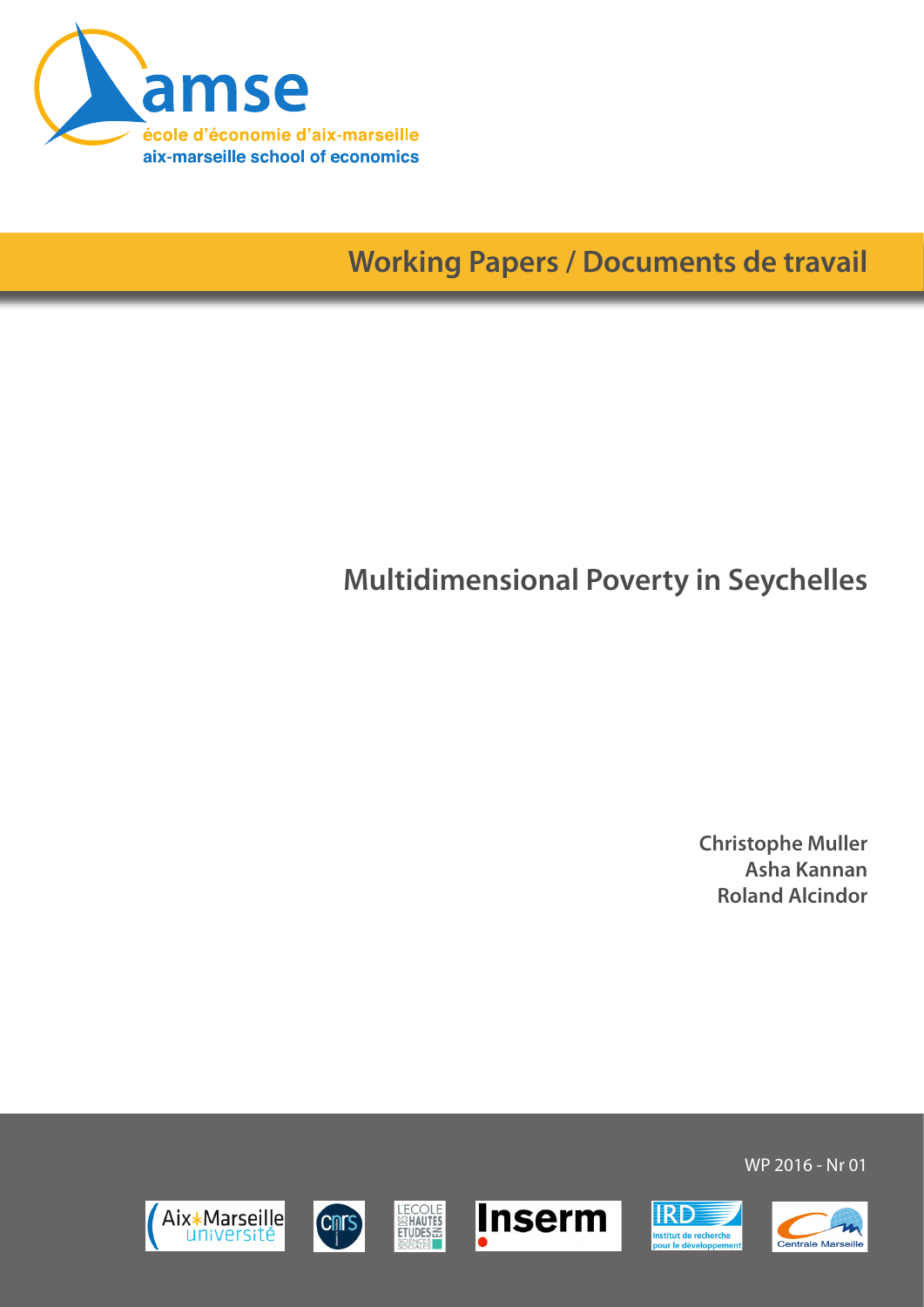amse

école d'économie d'aix-marseille

aix-marseille school of economics

**Working Papers / Documents de travail**

# Multidimensional Poverty in Seychelles

**Christophe Muller**
**Asha Kannan**
**Roland Alcindor**

WP 2016 - Nr 01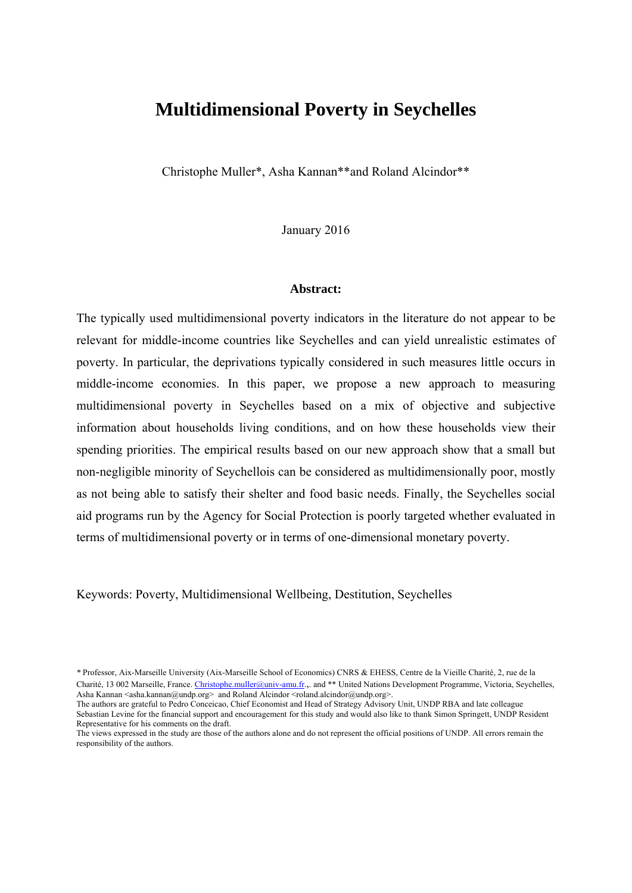# Multidimensional Poverty in Seychelles

Christophe Muller\*, Asha Kannan\*\*and Roland Alcindor\*\*

January 2016

**Abstract:**

The typically used multidimensional poverty indicators in the literature do not appear to be relevant for middle-income countries like Seychelles and can yield unrealistic estimates of poverty. In particular, the deprivations typically considered in such measures little occurs in middle-income economies. In this paper, we propose a new approach to measuring multidimensional poverty in Seychelles based on a mix of objective and subjective information about households living conditions, and on how these households view their spending priorities. The empirical results based on our new approach show that a small but non-negligible minority of Seychellois can be considered as multidimensionally poor, mostly as not being able to satisfy their shelter and food basic needs. Finally, the Seychelles social aid programs run by the Agency for Social Protection is poorly targeted whether evaluated in terms of multidimensional poverty or in terms of one-dimensional monetary poverty.

Keywords: Poverty, Multidimensional Wellbeing, Destitution, Seychelles

\* Professor, Aix-Marseille University (Aix-Marseille School of Economics) CNRS & EHESS, Centre de la Vieille Charité, 2, rue de la Charité, 13 002 Marseille, France. Christophe.muller@univ-amu.fr.,. and \*\* United Nations Development Programme, Victoria, Seychelles, Asha Kannan <asha.kannan@undp.org> and Roland Alcindor <roland.alcindor@undp.org>.
The authors are grateful to Pedro Conceicao, Chief Economist and Head of Strategy Advisory Unit, UNDP RBA and late colleague Sebastian Levine for the financial support and encouragement for this study and would also like to thank Simon Springett, UNDP Resident Representative for his comments on the draft.
The views expressed in the study are those of the authors alone and do not represent the official positions of UNDP. All errors remain the responsibility of the authors.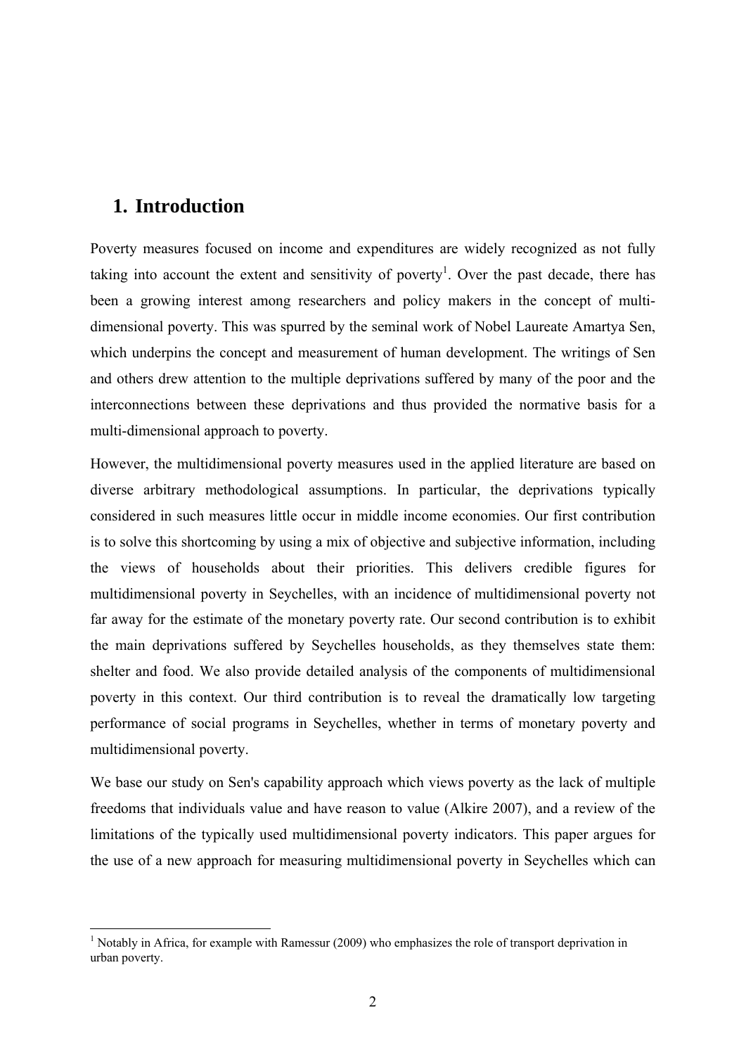# 1. Introduction

Poverty measures focused on income and expenditures are widely recognized as not fully taking into account the extent and sensitivity of poverty[1]. Over the past decade, there has been a growing interest among researchers and policy makers in the concept of multi-dimensional poverty. This was spurred by the seminal work of Nobel Laureate Amartya Sen, which underpins the concept and measurement of human development. The writings of Sen and others drew attention to the multiple deprivations suffered by many of the poor and the interconnections between these deprivations and thus provided the normative basis for a multi-dimensional approach to poverty.

However, the multidimensional poverty measures used in the applied literature are based on diverse arbitrary methodological assumptions. In particular, the deprivations typically considered in such measures little occur in middle income economies. Our first contribution is to solve this shortcoming by using a mix of objective and subjective information, including the views of households about their priorities. This delivers credible figures for multidimensional poverty in Seychelles, with an incidence of multidimensional poverty not far away for the estimate of the monetary poverty rate. Our second contribution is to exhibit the main deprivations suffered by Seychelles households, as they themselves state them: shelter and food. We also provide detailed analysis of the components of multidimensional poverty in this context. Our third contribution is to reveal the dramatically low targeting performance of social programs in Seychelles, whether in terms of monetary poverty and multidimensional poverty.

We base our study on Sen's capability approach which views poverty as the lack of multiple freedoms that individuals value and have reason to value (Alkire 2007), and a review of the limitations of the typically used multidimensional poverty indicators. This paper argues for the use of a new approach for measuring multidimensional poverty in Seychelles which can

[1] Notably in Africa, for example with Ramessur (2009) who emphasizes the role of transport deprivation in urban poverty.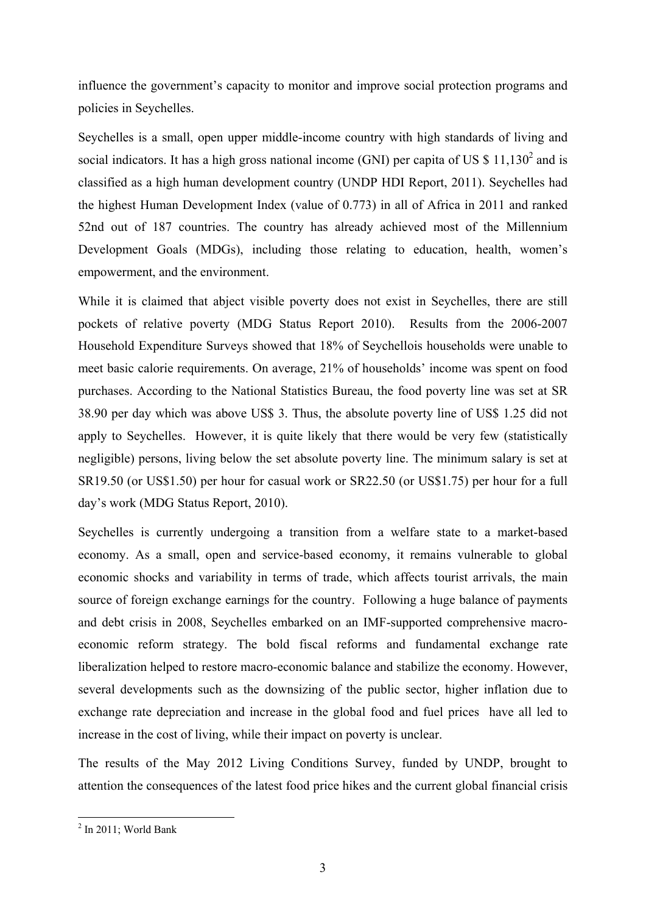influence the government's capacity to monitor and improve social protection programs and policies in Seychelles.

Seychelles is a small, open upper middle-income country with high standards of living and social indicators. It has a high gross national income (GNI) per capita of US \$ 11,130[2] and is classified as a high human development country (UNDP HDI Report, 2011). Seychelles had the highest Human Development Index (value of 0.773) in all of Africa in 2011 and ranked 52nd out of 187 countries. The country has already achieved most of the Millennium Development Goals (MDGs), including those relating to education, health, women's empowerment, and the environment.

While it is claimed that abject visible poverty does not exist in Seychelles, there are still pockets of relative poverty (MDG Status Report 2010). Results from the 2006-2007 Household Expenditure Surveys showed that 18% of Seychellois households were unable to meet basic calorie requirements. On average, 21% of households' income was spent on food purchases. According to the National Statistics Bureau, the food poverty line was set at SR 38.90 per day which was above US\$ 3. Thus, the absolute poverty line of US\$ 1.25 did not apply to Seychelles. However, it is quite likely that there would be very few (statistically negligible) persons, living below the set absolute poverty line. The minimum salary is set at SR19.50 (or US\$1.50) per hour for casual work or SR22.50 (or US\$1.75) per hour for a full day's work (MDG Status Report, 2010).

Seychelles is currently undergoing a transition from a welfare state to a market-based economy. As a small, open and service-based economy, it remains vulnerable to global economic shocks and variability in terms of trade, which affects tourist arrivals, the main source of foreign exchange earnings for the country. Following a huge balance of payments and debt crisis in 2008, Seychelles embarked on an IMF-supported comprehensive macro-economic reform strategy. The bold fiscal reforms and fundamental exchange rate liberalization helped to restore macro-economic balance and stabilize the economy. However, several developments such as the downsizing of the public sector, higher inflation due to exchange rate depreciation and increase in the global food and fuel prices have all led to increase in the cost of living, while their impact on poverty is unclear.

The results of the May 2012 Living Conditions Survey, funded by UNDP, brought to attention the consequences of the latest food price hikes and the current global financial crisis

[2] In 2011; World Bank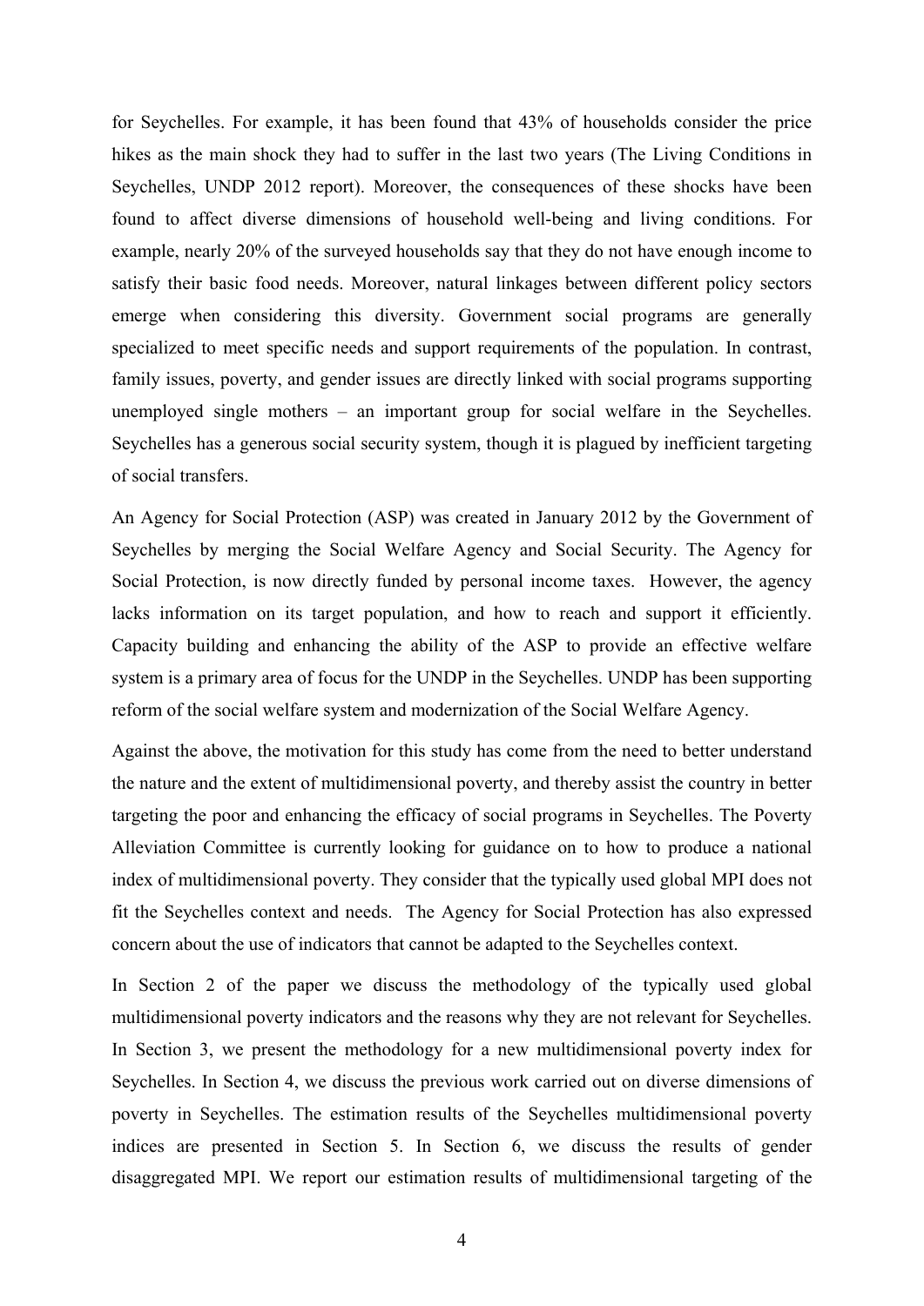for Seychelles. For example, it has been found that 43% of households consider the price hikes as the main shock they had to suffer in the last two years (The Living Conditions in Seychelles, UNDP 2012 report). Moreover, the consequences of these shocks have been found to affect diverse dimensions of household well-being and living conditions. For example, nearly 20% of the surveyed households say that they do not have enough income to satisfy their basic food needs. Moreover, natural linkages between different policy sectors emerge when considering this diversity. Government social programs are generally specialized to meet specific needs and support requirements of the population. In contrast, family issues, poverty, and gender issues are directly linked with social programs supporting unemployed single mothers – an important group for social welfare in the Seychelles. Seychelles has a generous social security system, though it is plagued by inefficient targeting of social transfers.

An Agency for Social Protection (ASP) was created in January 2012 by the Government of Seychelles by merging the Social Welfare Agency and Social Security. The Agency for Social Protection, is now directly funded by personal income taxes. However, the agency lacks information on its target population, and how to reach and support it efficiently. Capacity building and enhancing the ability of the ASP to provide an effective welfare system is a primary area of focus for the UNDP in the Seychelles. UNDP has been supporting reform of the social welfare system and modernization of the Social Welfare Agency.

Against the above, the motivation for this study has come from the need to better understand the nature and the extent of multidimensional poverty, and thereby assist the country in better targeting the poor and enhancing the efficacy of social programs in Seychelles. The Poverty Alleviation Committee is currently looking for guidance on to how to produce a national index of multidimensional poverty. They consider that the typically used global MPI does not fit the Seychelles context and needs. The Agency for Social Protection has also expressed concern about the use of indicators that cannot be adapted to the Seychelles context.

In Section 2 of the paper we discuss the methodology of the typically used global multidimensional poverty indicators and the reasons why they are not relevant for Seychelles. In Section 3, we present the methodology for a new multidimensional poverty index for Seychelles. In Section 4, we discuss the previous work carried out on diverse dimensions of poverty in Seychelles. The estimation results of the Seychelles multidimensional poverty indices are presented in Section 5. In Section 6, we discuss the results of gender disaggregated MPI. We report our estimation results of multidimensional targeting of the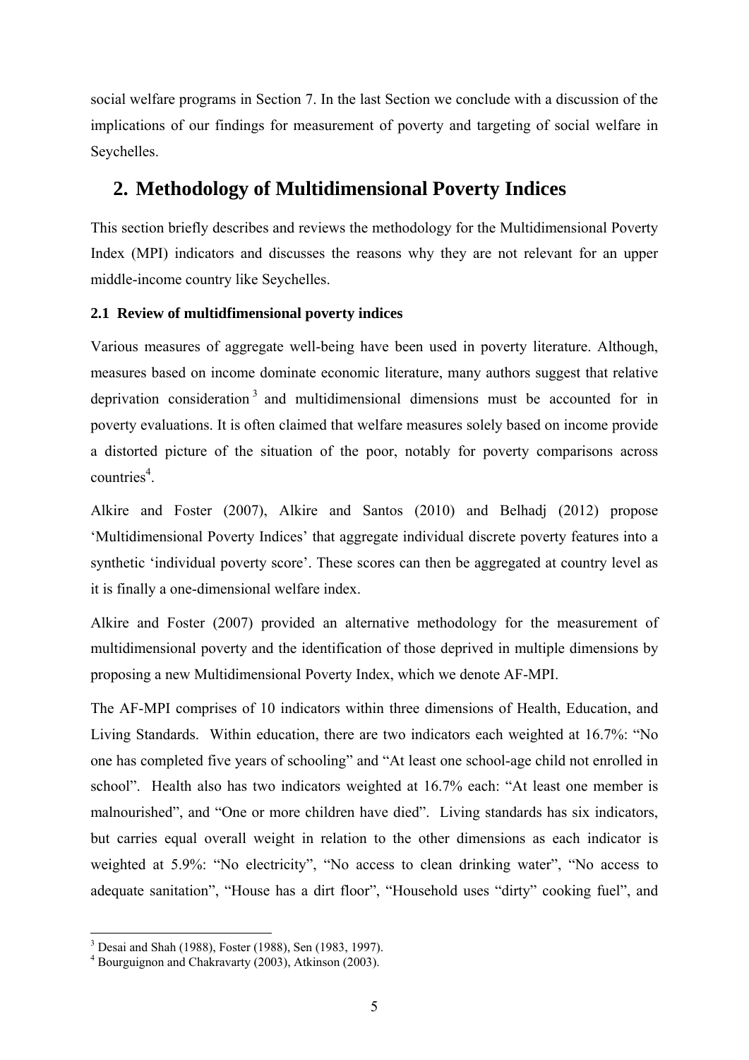social welfare programs in Section 7. In the last Section we conclude with a discussion of the implications of our findings for measurement of poverty and targeting of social welfare in Seychelles.

## 2. Methodology of Multidimensional Poverty Indices

This section briefly describes and reviews the methodology for the Multidimensional Poverty Index (MPI) indicators and discusses the reasons why they are not relevant for an upper middle-income country like Seychelles.

### 2.1 Review of multidfimensional poverty indices

Various measures of aggregate well-being have been used in poverty literature. Although, measures based on income dominate economic literature, many authors suggest that relative deprivation consideration[3] and multidimensional dimensions must be accounted for in poverty evaluations. It is often claimed that welfare measures solely based on income provide a distorted picture of the situation of the poor, notably for poverty comparisons across countries[4].

Alkire and Foster (2007), Alkire and Santos (2010) and Belhadj (2012) propose 'Multidimensional Poverty Indices' that aggregate individual discrete poverty features into a synthetic 'individual poverty score'. These scores can then be aggregated at country level as it is finally a one-dimensional welfare index.

Alkire and Foster (2007) provided an alternative methodology for the measurement of multidimensional poverty and the identification of those deprived in multiple dimensions by proposing a new Multidimensional Poverty Index, which we denote AF-MPI.

The AF-MPI comprises of 10 indicators within three dimensions of Health, Education, and Living Standards. Within education, there are two indicators each weighted at 16.7%: "No one has completed five years of schooling" and "At least one school-age child not enrolled in school". Health also has two indicators weighted at 16.7% each: "At least one member is malnourished", and "One or more children have died". Living standards has six indicators, but carries equal overall weight in relation to the other dimensions as each indicator is weighted at 5.9%: "No electricity", "No access to clean drinking water", "No access to adequate sanitation", "House has a dirt floor", "Household uses "dirty" cooking fuel", and

[3] Desai and Shah (1988), Foster (1988), Sen (1983, 1997).

[4] Bourguignon and Chakravarty (2003), Atkinson (2003).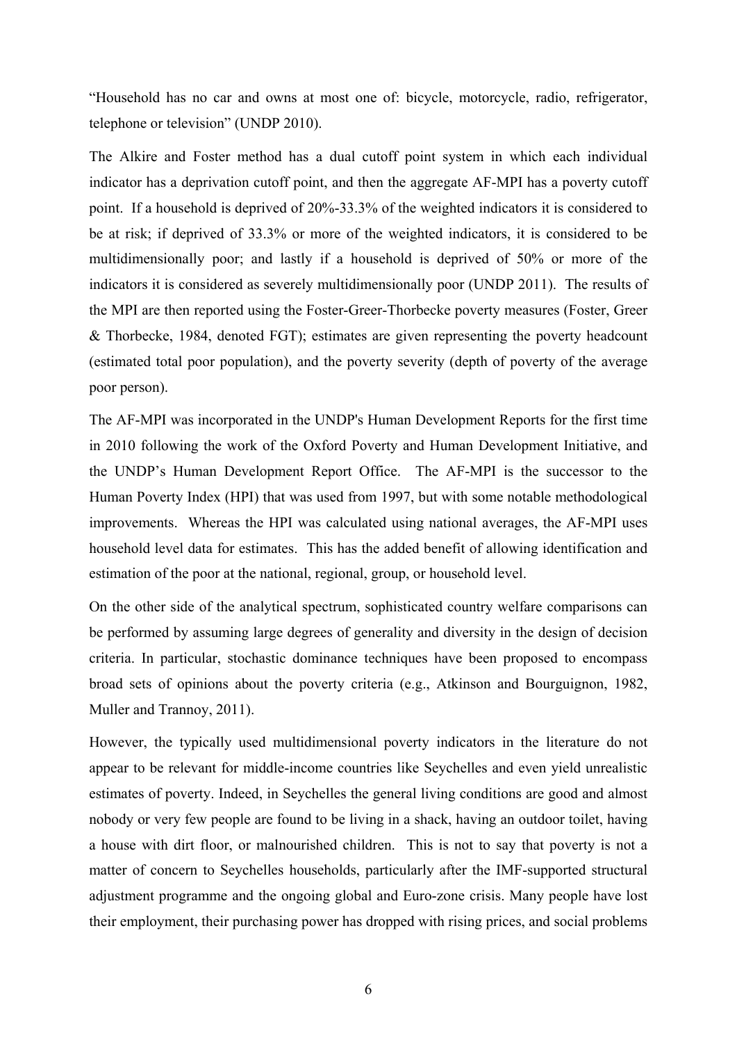"Household has no car and owns at most one of: bicycle, motorcycle, radio, refrigerator, telephone or television" (UNDP 2010).

The Alkire and Foster method has a dual cutoff point system in which each individual indicator has a deprivation cutoff point, and then the aggregate AF-MPI has a poverty cutoff point. If a household is deprived of 20%-33.3% of the weighted indicators it is considered to be at risk; if deprived of 33.3% or more of the weighted indicators, it is considered to be multidimensionally poor; and lastly if a household is deprived of 50% or more of the indicators it is considered as severely multidimensionally poor (UNDP 2011). The results of the MPI are then reported using the Foster-Greer-Thorbecke poverty measures (Foster, Greer & Thorbecke, 1984, denoted FGT); estimates are given representing the poverty headcount (estimated total poor population), and the poverty severity (depth of poverty of the average poor person).

The AF-MPI was incorporated in the UNDP's Human Development Reports for the first time in 2010 following the work of the Oxford Poverty and Human Development Initiative, and the UNDP's Human Development Report Office. The AF-MPI is the successor to the Human Poverty Index (HPI) that was used from 1997, but with some notable methodological improvements. Whereas the HPI was calculated using national averages, the AF-MPI uses household level data for estimates. This has the added benefit of allowing identification and estimation of the poor at the national, regional, group, or household level.

On the other side of the analytical spectrum, sophisticated country welfare comparisons can be performed by assuming large degrees of generality and diversity in the design of decision criteria. In particular, stochastic dominance techniques have been proposed to encompass broad sets of opinions about the poverty criteria (e.g., Atkinson and Bourguignon, 1982, Muller and Trannoy, 2011).

However, the typically used multidimensional poverty indicators in the literature do not appear to be relevant for middle-income countries like Seychelles and even yield unrealistic estimates of poverty. Indeed, in Seychelles the general living conditions are good and almost nobody or very few people are found to be living in a shack, having an outdoor toilet, having a house with dirt floor, or malnourished children. This is not to say that poverty is not a matter of concern to Seychelles households, particularly after the IMF-supported structural adjustment programme and the ongoing global and Euro-zone crisis. Many people have lost their employment, their purchasing power has dropped with rising prices, and social problems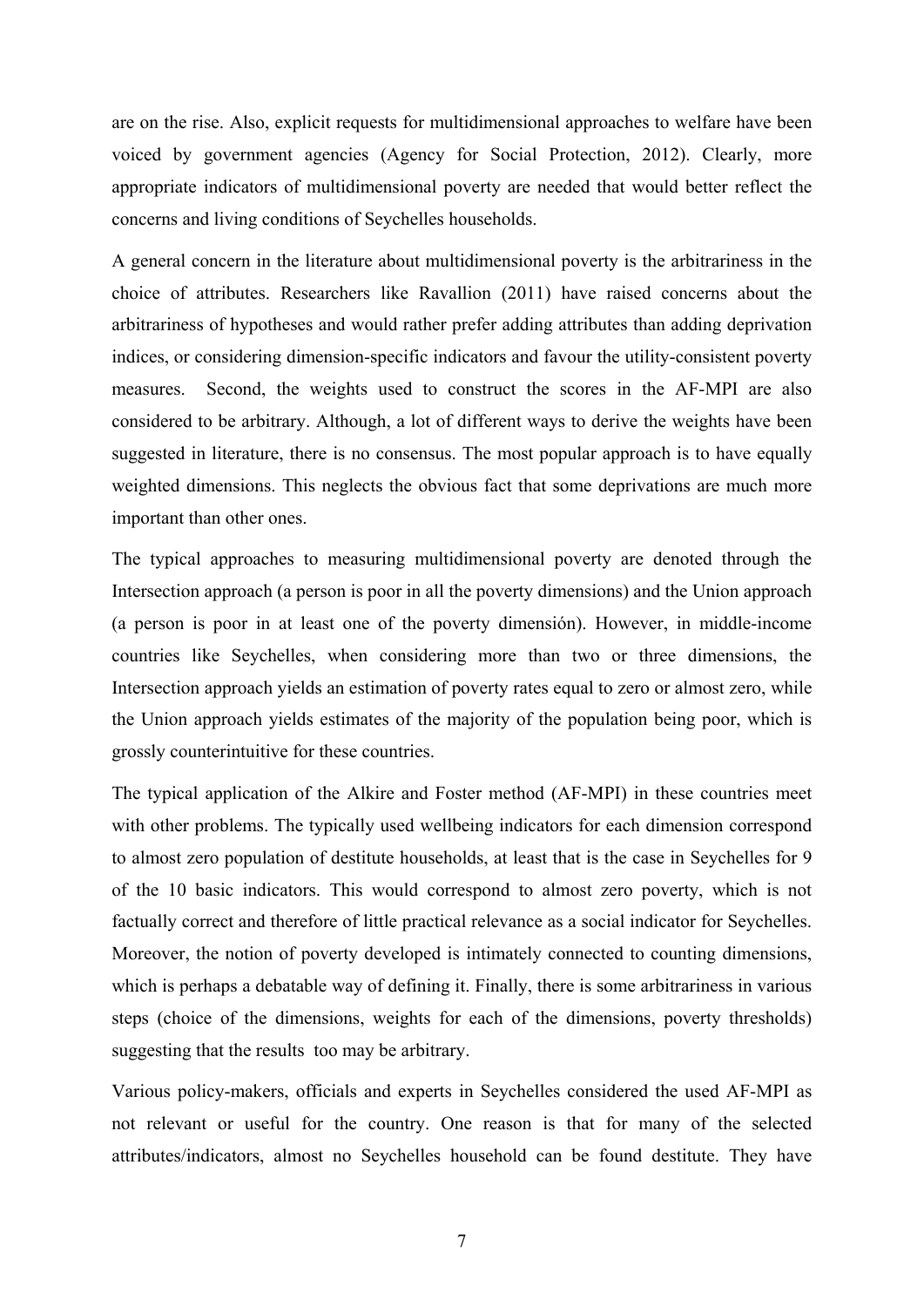are on the rise. Also, explicit requests for multidimensional approaches to welfare have been voiced by government agencies (Agency for Social Protection, 2012). Clearly, more appropriate indicators of multidimensional poverty are needed that would better reflect the concerns and living conditions of Seychelles households.

A general concern in the literature about multidimensional poverty is the arbitrariness in the choice of attributes. Researchers like Ravallion (2011) have raised concerns about the arbitrariness of hypotheses and would rather prefer adding attributes than adding deprivation indices, or considering dimension-specific indicators and favour the utility-consistent poverty measures. Second, the weights used to construct the scores in the AF-MPI are also considered to be arbitrary. Although, a lot of different ways to derive the weights have been suggested in literature, there is no consensus. The most popular approach is to have equally weighted dimensions. This neglects the obvious fact that some deprivations are much more important than other ones.

The typical approaches to measuring multidimensional poverty are denoted through the Intersection approach (a person is poor in all the poverty dimensions) and the Union approach (a person is poor in at least one of the poverty dimensión). However, in middle-income countries like Seychelles, when considering more than two or three dimensions, the Intersection approach yields an estimation of poverty rates equal to zero or almost zero, while the Union approach yields estimates of the majority of the population being poor, which is grossly counterintuitive for these countries.

The typical application of the Alkire and Foster method (AF-MPI) in these countries meet with other problems. The typically used wellbeing indicators for each dimension correspond to almost zero population of destitute households, at least that is the case in Seychelles for 9 of the 10 basic indicators. This would correspond to almost zero poverty, which is not factually correct and therefore of little practical relevance as a social indicator for Seychelles. Moreover, the notion of poverty developed is intimately connected to counting dimensions, which is perhaps a debatable way of defining it. Finally, there is some arbitrariness in various steps (choice of the dimensions, weights for each of the dimensions, poverty thresholds) suggesting that the results too may be arbitrary.

Various policy-makers, officials and experts in Seychelles considered the used AF-MPI as not relevant or useful for the country. One reason is that for many of the selected attributes/indicators, almost no Seychelles household can be found destitute. They have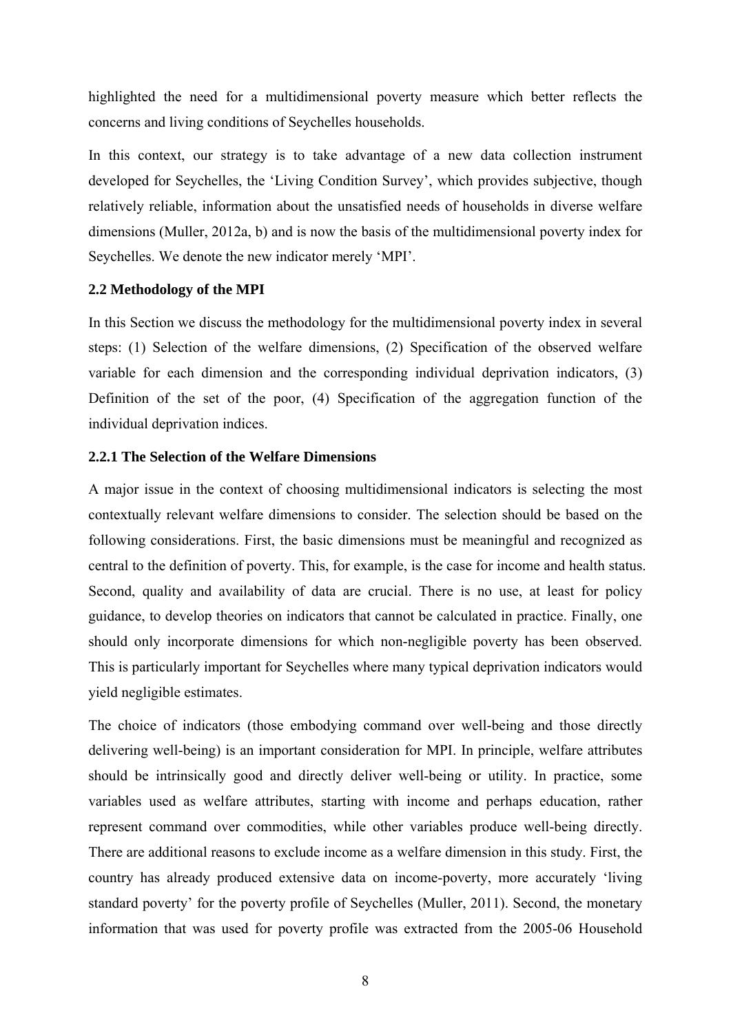highlighted the need for a multidimensional poverty measure which better reflects the concerns and living conditions of Seychelles households.

In this context, our strategy is to take advantage of a new data collection instrument developed for Seychelles, the 'Living Condition Survey', which provides subjective, though relatively reliable, information about the unsatisfied needs of households in diverse welfare dimensions (Muller, 2012a, b) and is now the basis of the multidimensional poverty index for Seychelles. We denote the new indicator merely 'MPI'.

### 2.2 Methodology of the MPI

In this Section we discuss the methodology for the multidimensional poverty index in several steps: (1) Selection of the welfare dimensions, (2) Specification of the observed welfare variable for each dimension and the corresponding individual deprivation indicators, (3) Definition of the set of the poor, (4) Specification of the aggregation function of the individual deprivation indices.

#### 2.2.1 The Selection of the Welfare Dimensions

A major issue in the context of choosing multidimensional indicators is selecting the most contextually relevant welfare dimensions to consider. The selection should be based on the following considerations. First, the basic dimensions must be meaningful and recognized as central to the definition of poverty. This, for example, is the case for income and health status. Second, quality and availability of data are crucial. There is no use, at least for policy guidance, to develop theories on indicators that cannot be calculated in practice. Finally, one should only incorporate dimensions for which non-negligible poverty has been observed. This is particularly important for Seychelles where many typical deprivation indicators would yield negligible estimates.

The choice of indicators (those embodying command over well-being and those directly delivering well-being) is an important consideration for MPI. In principle, welfare attributes should be intrinsically good and directly deliver well-being or utility. In practice, some variables used as welfare attributes, starting with income and perhaps education, rather represent command over commodities, while other variables produce well-being directly. There are additional reasons to exclude income as a welfare dimension in this study. First, the country has already produced extensive data on income-poverty, more accurately 'living standard poverty' for the poverty profile of Seychelles (Muller, 2011). Second, the monetary information that was used for poverty profile was extracted from the 2005-06 Household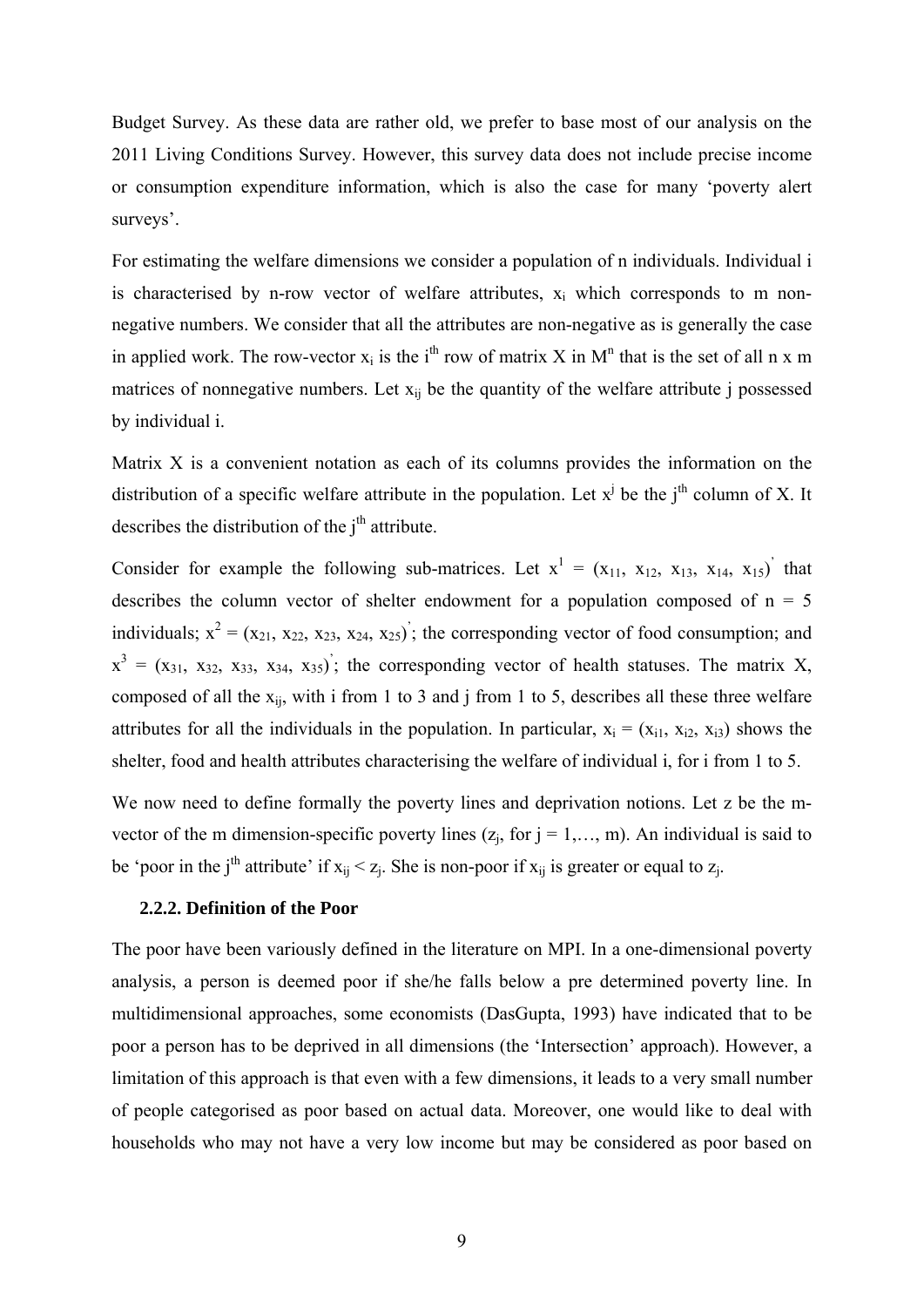Budget Survey. As these data are rather old, we prefer to base most of our analysis on the 2011 Living Conditions Survey. However, this survey data does not include precise income or consumption expenditure information, which is also the case for many 'poverty alert surveys'.

For estimating the welfare dimensions we consider a population of n individuals. Individual i is characterised by n-row vector of welfare attributes, $x_i$ which corresponds to m non-negative numbers. We consider that all the attributes are non-negative as is generally the case in applied work. The row-vector $x_i$ is the $i^{th}$ row of matrix X in $M^n$ that is the set of all n x m matrices of nonnegative numbers. Let $x_{ij}$ be the quantity of the welfare attribute j possessed by individual i.

Matrix X is a convenient notation as each of its columns provides the information on the distribution of a specific welfare attribute in the population. Let $x^j$ be the $j^{th}$ column of X. It describes the distribution of the $j^{th}$ attribute.

Consider for example the following sub-matrices. Let $x^1 = (x_{11}, x_{12}, x_{13}, x_{14}, x_{15})'$ that describes the column vector of shelter endowment for a population composed of n = 5 individuals; $x^2 = (x_{21}, x_{22}, x_{23}, x_{24}, x_{25})'$; the corresponding vector of food consumption; and $x^3 = (x_{31}, x_{32}, x_{33}, x_{34}, x_{35})'$; the corresponding vector of health statuses. The matrix X, composed of all the $x_{ij}$, with i from 1 to 3 and j from 1 to 5, describes all these three welfare attributes for all the individuals in the population. In particular, $x_i = (x_{i1}, x_{i2}, x_{i3})$ shows the shelter, food and health attributes characterising the welfare of individual i, for i from 1 to 5.

We now need to define formally the poverty lines and deprivation notions. Let z be the m-vector of the m dimension-specific poverty lines ($z_j$, for j = 1,…, m). An individual is said to be 'poor in the $j^{th}$ attribute' if $x_{ij} < z_j$. She is non-poor if $x_{ij}$ is greater or equal to $z_j$.

### 2.2.2. Definition of the Poor

The poor have been variously defined in the literature on MPI. In a one-dimensional poverty analysis, a person is deemed poor if she/he falls below a pre determined poverty line. In multidimensional approaches, some economists (DasGupta, 1993) have indicated that to be poor a person has to be deprived in all dimensions (the 'Intersection' approach). However, a limitation of this approach is that even with a few dimensions, it leads to a very small number of people categorised as poor based on actual data. Moreover, one would like to deal with households who may not have a very low income but may be considered as poor based on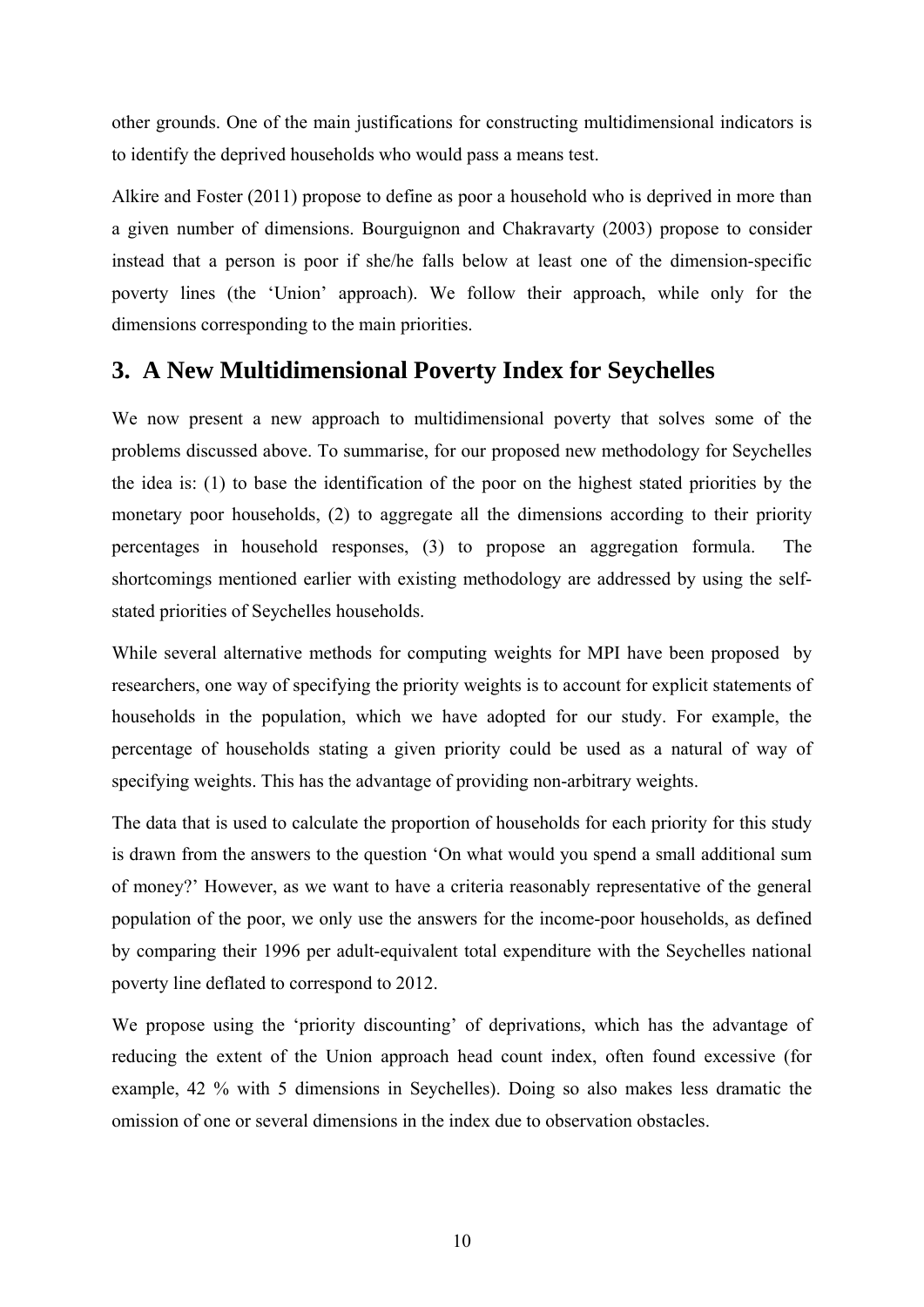other grounds. One of the main justifications for constructing multidimensional indicators is to identify the deprived households who would pass a means test.

Alkire and Foster (2011) propose to define as poor a household who is deprived in more than a given number of dimensions. Bourguignon and Chakravarty (2003) propose to consider instead that a person is poor if she/he falls below at least one of the dimension-specific poverty lines (the 'Union' approach). We follow their approach, while only for the dimensions corresponding to the main priorities.

## 3. A New Multidimensional Poverty Index for Seychelles

We now present a new approach to multidimensional poverty that solves some of the problems discussed above. To summarise, for our proposed new methodology for Seychelles the idea is: (1) to base the identification of the poor on the highest stated priorities by the monetary poor households, (2) to aggregate all the dimensions according to their priority percentages in household responses, (3) to propose an aggregation formula. The shortcomings mentioned earlier with existing methodology are addressed by using the self-stated priorities of Seychelles households.

While several alternative methods for computing weights for MPI have been proposed by researchers, one way of specifying the priority weights is to account for explicit statements of households in the population, which we have adopted for our study. For example, the percentage of households stating a given priority could be used as a natural of way of specifying weights. This has the advantage of providing non-arbitrary weights.

The data that is used to calculate the proportion of households for each priority for this study is drawn from the answers to the question 'On what would you spend a small additional sum of money?' However, as we want to have a criteria reasonably representative of the general population of the poor, we only use the answers for the income-poor households, as defined by comparing their 1996 per adult-equivalent total expenditure with the Seychelles national poverty line deflated to correspond to 2012.

We propose using the 'priority discounting' of deprivations, which has the advantage of reducing the extent of the Union approach head count index, often found excessive (for example, 42 % with 5 dimensions in Seychelles). Doing so also makes less dramatic the omission of one or several dimensions in the index due to observation obstacles.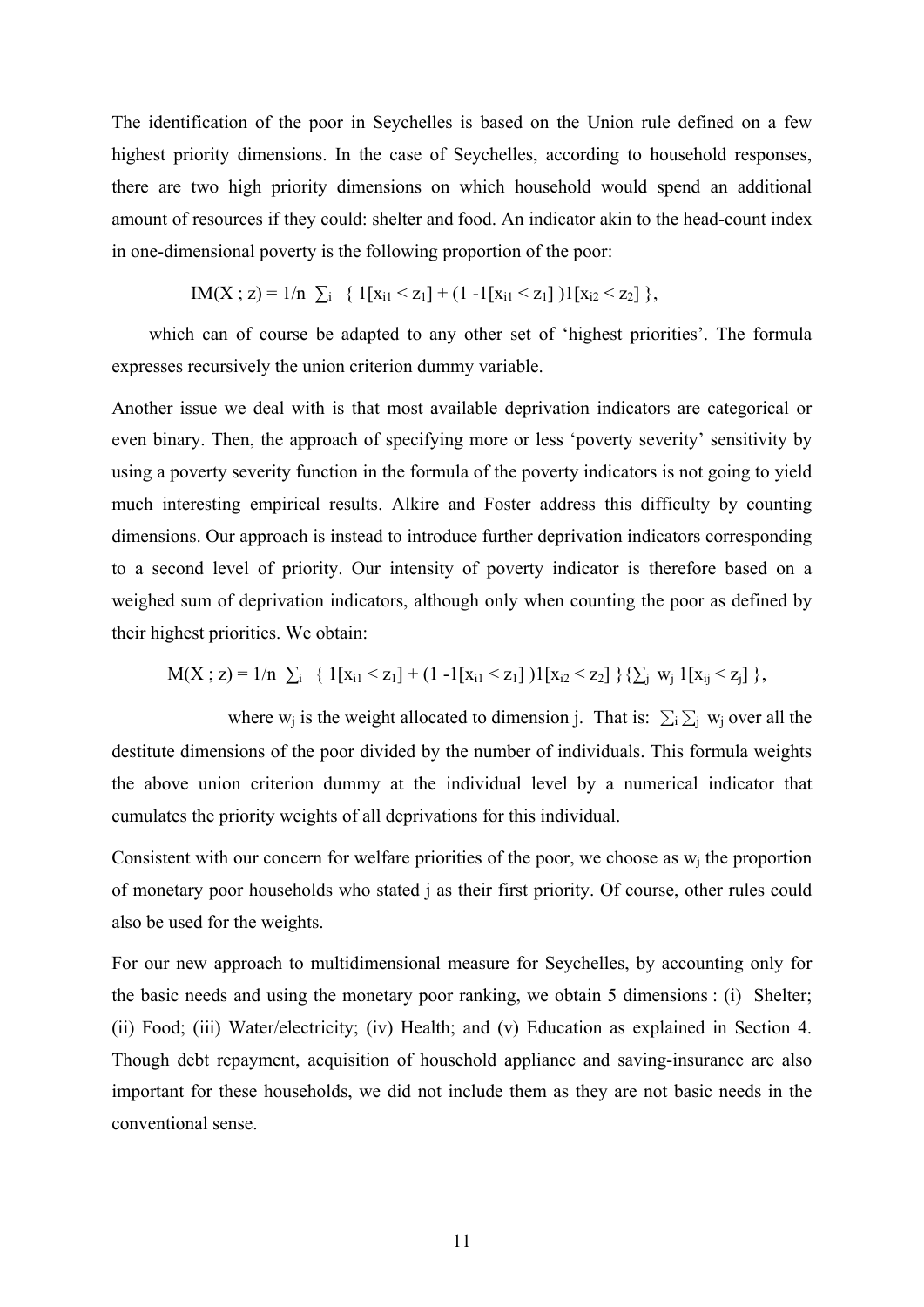The identification of the poor in Seychelles is based on the Union rule defined on a few highest priority dimensions. In the case of Seychelles, according to household responses, there are two high priority dimensions on which household would spend an additional amount of resources if they could: shelter and food. An indicator akin to the head-count index in one-dimensional poverty is the following proportion of the poor:

$$IM(X\ ; z) = 1/n\ \sum_i\ \{\ 1[x_{i1} < z_1] + (1 - 1[x_{i1} < z_1]\ )1[x_{i2} < z_2]\ \},$$

which can of course be adapted to any other set of 'highest priorities'. The formula expresses recursively the union criterion dummy variable.

Another issue we deal with is that most available deprivation indicators are categorical or even binary. Then, the approach of specifying more or less 'poverty severity' sensitivity by using a poverty severity function in the formula of the poverty indicators is not going to yield much interesting empirical results. Alkire and Foster address this difficulty by counting dimensions. Our approach is instead to introduce further deprivation indicators corresponding to a second level of priority. Our intensity of poverty indicator is therefore based on a weighed sum of deprivation indicators, although only when counting the poor as defined by their highest priorities. We obtain:

$$M(X\ ; z) = 1/n\ \sum_i\ \{\ 1[x_{i1} < z_1] + (1 - 1[x_{i1} < z_1]\ )1[x_{i2} < z_2]\ \}\{\sum_j\ w_j\ 1[x_{ij} < z_j]\ \},$$

where $w_j$ is the weight allocated to dimension j. That is: $\sum_i \sum_j\ w_j$ over all the destitute dimensions of the poor divided by the number of individuals. This formula weights the above union criterion dummy at the individual level by a numerical indicator that cumulates the priority weights of all deprivations for this individual.

Consistent with our concern for welfare priorities of the poor, we choose as $w_j$ the proportion of monetary poor households who stated j as their first priority. Of course, other rules could also be used for the weights.

For our new approach to multidimensional measure for Seychelles, by accounting only for the basic needs and using the monetary poor ranking, we obtain 5 dimensions : (i) Shelter; (ii) Food; (iii) Water/electricity; (iv) Health; and (v) Education as explained in Section 4. Though debt repayment, acquisition of household appliance and saving-insurance are also important for these households, we did not include them as they are not basic needs in the conventional sense.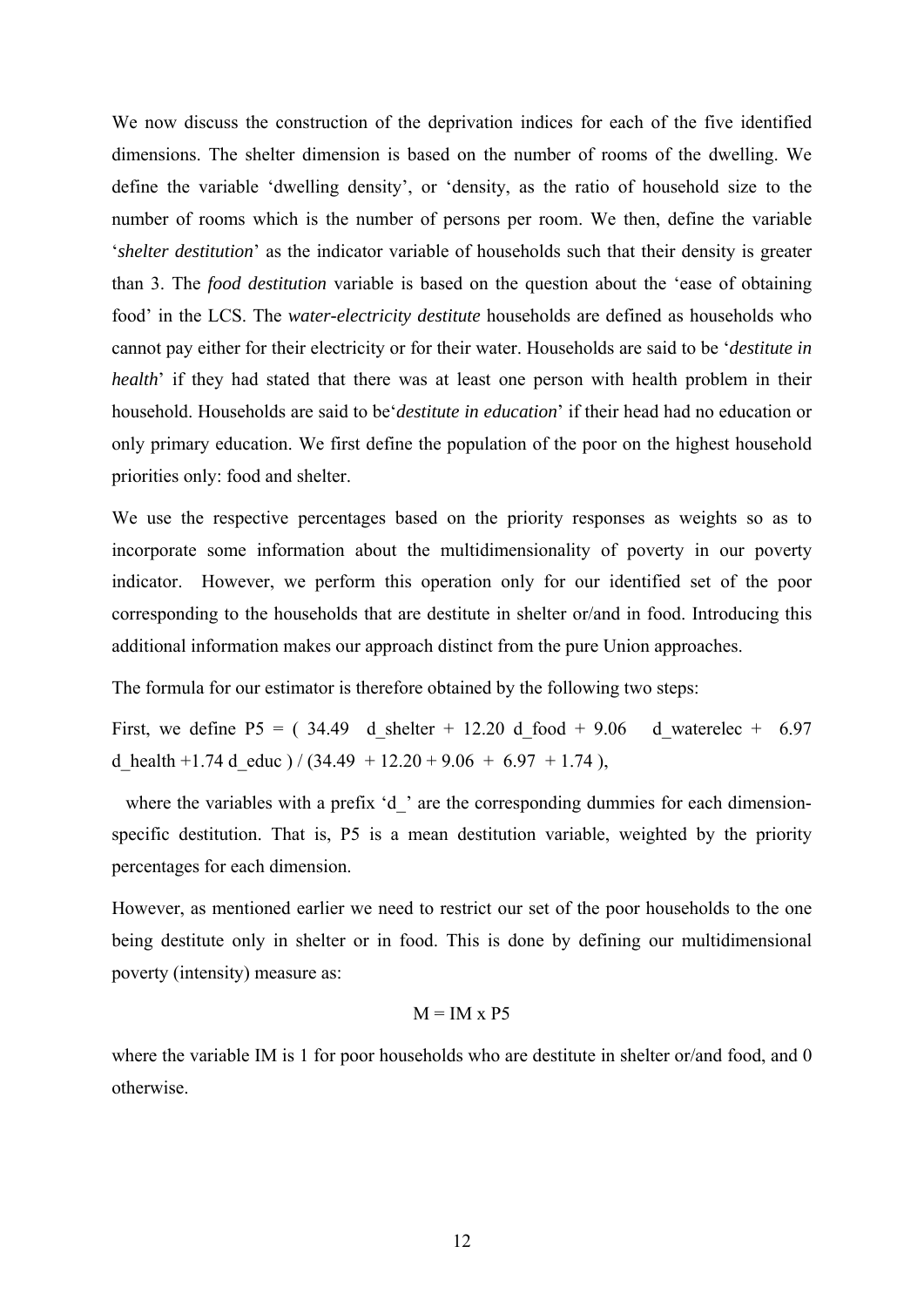We now discuss the construction of the deprivation indices for each of the five identified dimensions. The shelter dimension is based on the number of rooms of the dwelling. We define the variable 'dwelling density', or 'density, as the ratio of household size to the number of rooms which is the number of persons per room. We then, define the variable '*shelter destitution*' as the indicator variable of households such that their density is greater than 3. The *food destitution* variable is based on the question about the 'ease of obtaining food' in the LCS. The *water-electricity destitute* households are defined as households who cannot pay either for their electricity or for their water. Households are said to be '*destitute in health*' if they had stated that there was at least one person with health problem in their household. Households are said to be'*destitute in education*' if their head had no education or only primary education. We first define the population of the poor on the highest household priorities only: food and shelter.

We use the respective percentages based on the priority responses as weights so as to incorporate some information about the multidimensionality of poverty in our poverty indicator. However, we perform this operation only for our identified set of the poor corresponding to the households that are destitute in shelter or/and in food. Introducing this additional information makes our approach distinct from the pure Union approaches.

The formula for our estimator is therefore obtained by the following two steps:

First, we define P5 = ( 34.49 d_shelter + 12.20 d_food + 9.06 d_waterelec + 6.97 d_health +1.74 d_educ ) / (34.49 + 12.20 + 9.06 + 6.97 + 1.74 ),

where the variables with a prefix 'd_' are the corresponding dummies for each dimension-specific destitution. That is, P5 is a mean destitution variable, weighted by the priority percentages for each dimension.

However, as mentioned earlier we need to restrict our set of the poor households to the one being destitute only in shelter or in food. This is done by defining our multidimensional poverty (intensity) measure as:

$$M = IM \times P5$$

where the variable IM is 1 for poor households who are destitute in shelter or/and food, and 0 otherwise.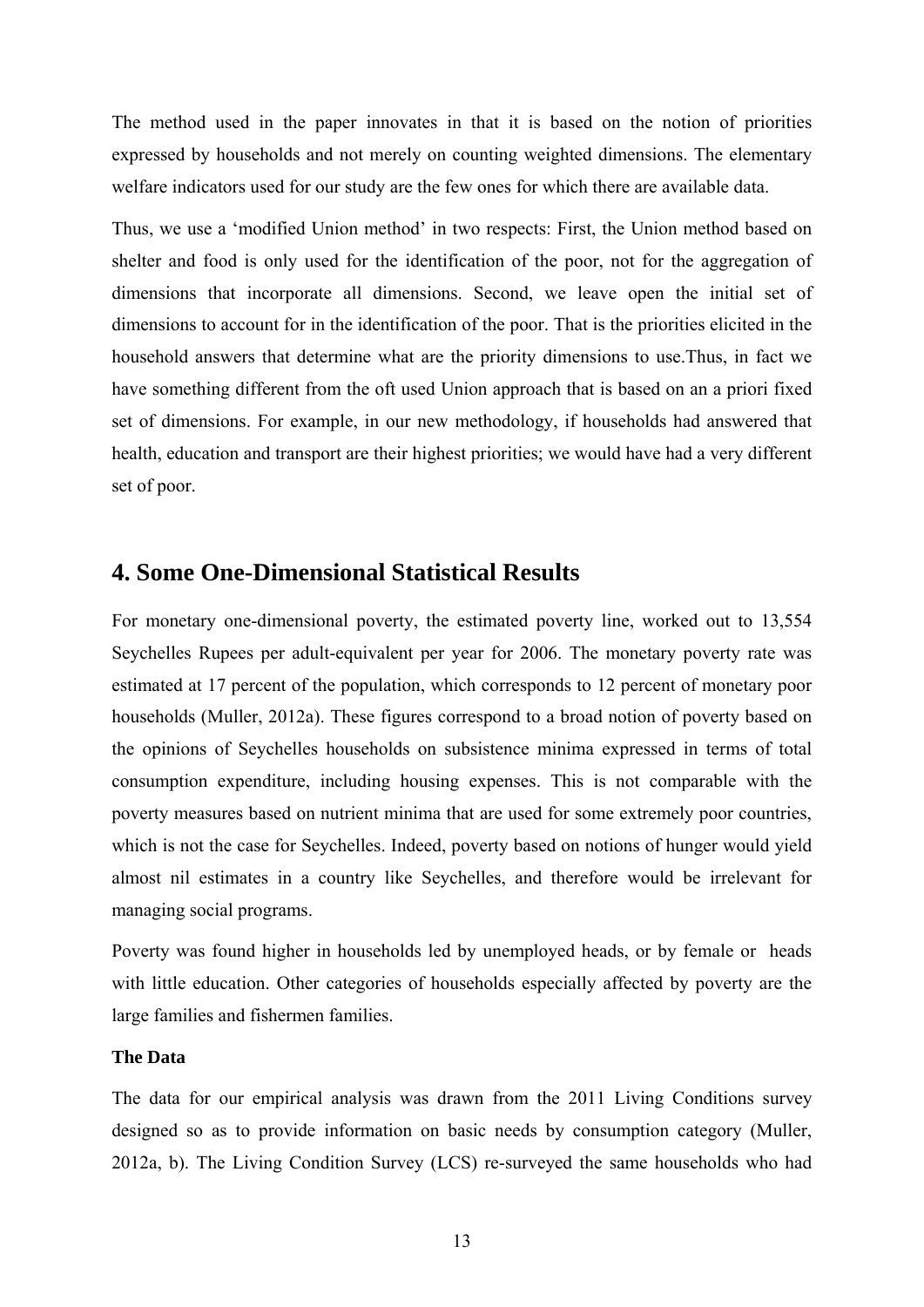The method used in the paper innovates in that it is based on the notion of priorities expressed by households and not merely on counting weighted dimensions. The elementary welfare indicators used for our study are the few ones for which there are available data.

Thus, we use a 'modified Union method' in two respects: First, the Union method based on shelter and food is only used for the identification of the poor, not for the aggregation of dimensions that incorporate all dimensions. Second, we leave open the initial set of dimensions to account for in the identification of the poor. That is the priorities elicited in the household answers that determine what are the priority dimensions to use.Thus, in fact we have something different from the oft used Union approach that is based on an a priori fixed set of dimensions. For example, in our new methodology, if households had answered that health, education and transport are their highest priorities; we would have had a very different set of poor.

## 4. Some One-Dimensional Statistical Results

For monetary one-dimensional poverty, the estimated poverty line, worked out to 13,554 Seychelles Rupees per adult-equivalent per year for 2006. The monetary poverty rate was estimated at 17 percent of the population, which corresponds to 12 percent of monetary poor households (Muller, 2012a). These figures correspond to a broad notion of poverty based on the opinions of Seychelles households on subsistence minima expressed in terms of total consumption expenditure, including housing expenses. This is not comparable with the poverty measures based on nutrient minima that are used for some extremely poor countries, which is not the case for Seychelles. Indeed, poverty based on notions of hunger would yield almost nil estimates in a country like Seychelles, and therefore would be irrelevant for managing social programs.

Poverty was found higher in households led by unemployed heads, or by female or heads with little education. Other categories of households especially affected by poverty are the large families and fishermen families.

**The Data**

The data for our empirical analysis was drawn from the 2011 Living Conditions survey designed so as to provide information on basic needs by consumption category (Muller, 2012a, b). The Living Condition Survey (LCS) re-surveyed the same households who had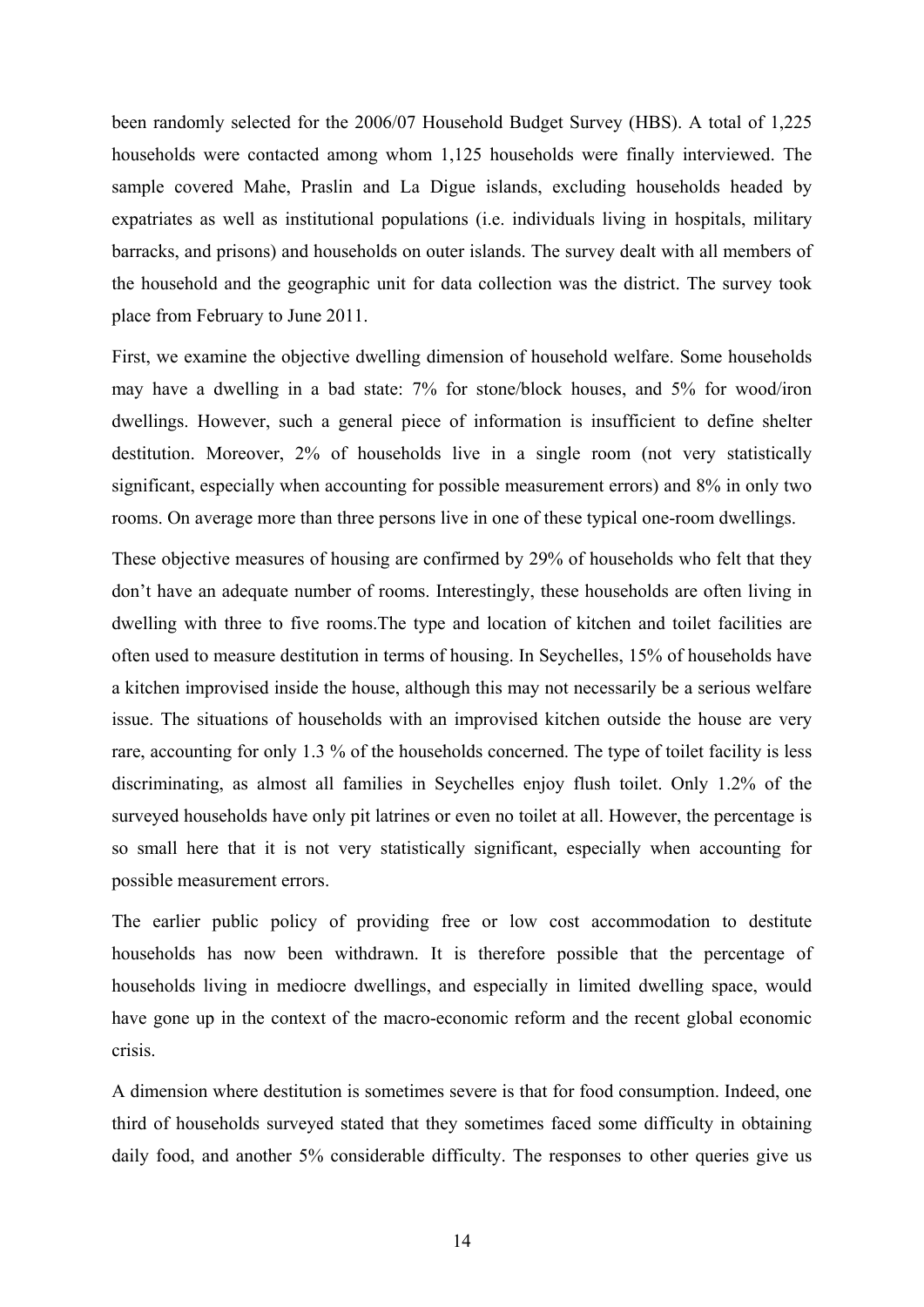been randomly selected for the 2006/07 Household Budget Survey (HBS). A total of 1,225 households were contacted among whom 1,125 households were finally interviewed. The sample covered Mahe, Praslin and La Digue islands, excluding households headed by expatriates as well as institutional populations (i.e. individuals living in hospitals, military barracks, and prisons) and households on outer islands. The survey dealt with all members of the household and the geographic unit for data collection was the district. The survey took place from February to June 2011.

First, we examine the objective dwelling dimension of household welfare. Some households may have a dwelling in a bad state: 7% for stone/block houses, and 5% for wood/iron dwellings. However, such a general piece of information is insufficient to define shelter destitution. Moreover, 2% of households live in a single room (not very statistically significant, especially when accounting for possible measurement errors) and 8% in only two rooms. On average more than three persons live in one of these typical one-room dwellings.

These objective measures of housing are confirmed by 29% of households who felt that they don't have an adequate number of rooms. Interestingly, these households are often living in dwelling with three to five rooms.The type and location of kitchen and toilet facilities are often used to measure destitution in terms of housing. In Seychelles, 15% of households have a kitchen improvised inside the house, although this may not necessarily be a serious welfare issue. The situations of households with an improvised kitchen outside the house are very rare, accounting for only 1.3 % of the households concerned. The type of toilet facility is less discriminating, as almost all families in Seychelles enjoy flush toilet. Only 1.2% of the surveyed households have only pit latrines or even no toilet at all. However, the percentage is so small here that it is not very statistically significant, especially when accounting for possible measurement errors.

The earlier public policy of providing free or low cost accommodation to destitute households has now been withdrawn. It is therefore possible that the percentage of households living in mediocre dwellings, and especially in limited dwelling space, would have gone up in the context of the macro-economic reform and the recent global economic crisis.

A dimension where destitution is sometimes severe is that for food consumption. Indeed, one third of households surveyed stated that they sometimes faced some difficulty in obtaining daily food, and another 5% considerable difficulty. The responses to other queries give us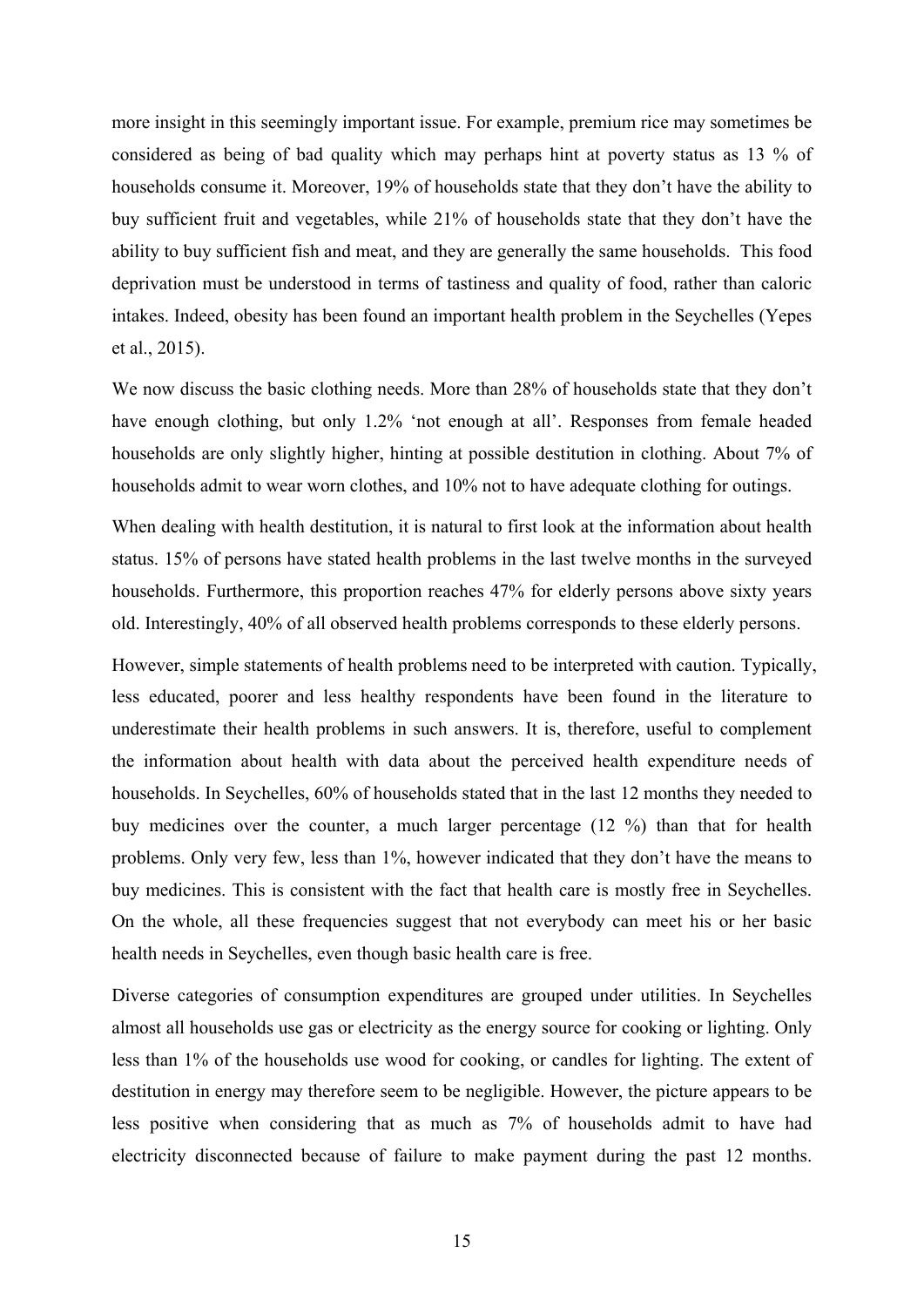more insight in this seemingly important issue. For example, premium rice may sometimes be considered as being of bad quality which may perhaps hint at poverty status as 13 % of households consume it. Moreover, 19% of households state that they don't have the ability to buy sufficient fruit and vegetables, while 21% of households state that they don't have the ability to buy sufficient fish and meat, and they are generally the same households. This food deprivation must be understood in terms of tastiness and quality of food, rather than caloric intakes. Indeed, obesity has been found an important health problem in the Seychelles (Yepes et al., 2015).

We now discuss the basic clothing needs. More than 28% of households state that they don't have enough clothing, but only 1.2% 'not enough at all'. Responses from female headed households are only slightly higher, hinting at possible destitution in clothing. About 7% of households admit to wear worn clothes, and 10% not to have adequate clothing for outings.

When dealing with health destitution, it is natural to first look at the information about health status. 15% of persons have stated health problems in the last twelve months in the surveyed households. Furthermore, this proportion reaches 47% for elderly persons above sixty years old. Interestingly, 40% of all observed health problems corresponds to these elderly persons.

However, simple statements of health problems need to be interpreted with caution. Typically, less educated, poorer and less healthy respondents have been found in the literature to underestimate their health problems in such answers. It is, therefore, useful to complement the information about health with data about the perceived health expenditure needs of households. In Seychelles, 60% of households stated that in the last 12 months they needed to buy medicines over the counter, a much larger percentage (12 %) than that for health problems. Only very few, less than 1%, however indicated that they don't have the means to buy medicines. This is consistent with the fact that health care is mostly free in Seychelles. On the whole, all these frequencies suggest that not everybody can meet his or her basic health needs in Seychelles, even though basic health care is free.

Diverse categories of consumption expenditures are grouped under utilities. In Seychelles almost all households use gas or electricity as the energy source for cooking or lighting. Only less than 1% of the households use wood for cooking, or candles for lighting. The extent of destitution in energy may therefore seem to be negligible. However, the picture appears to be less positive when considering that as much as 7% of households admit to have had electricity disconnected because of failure to make payment during the past 12 months.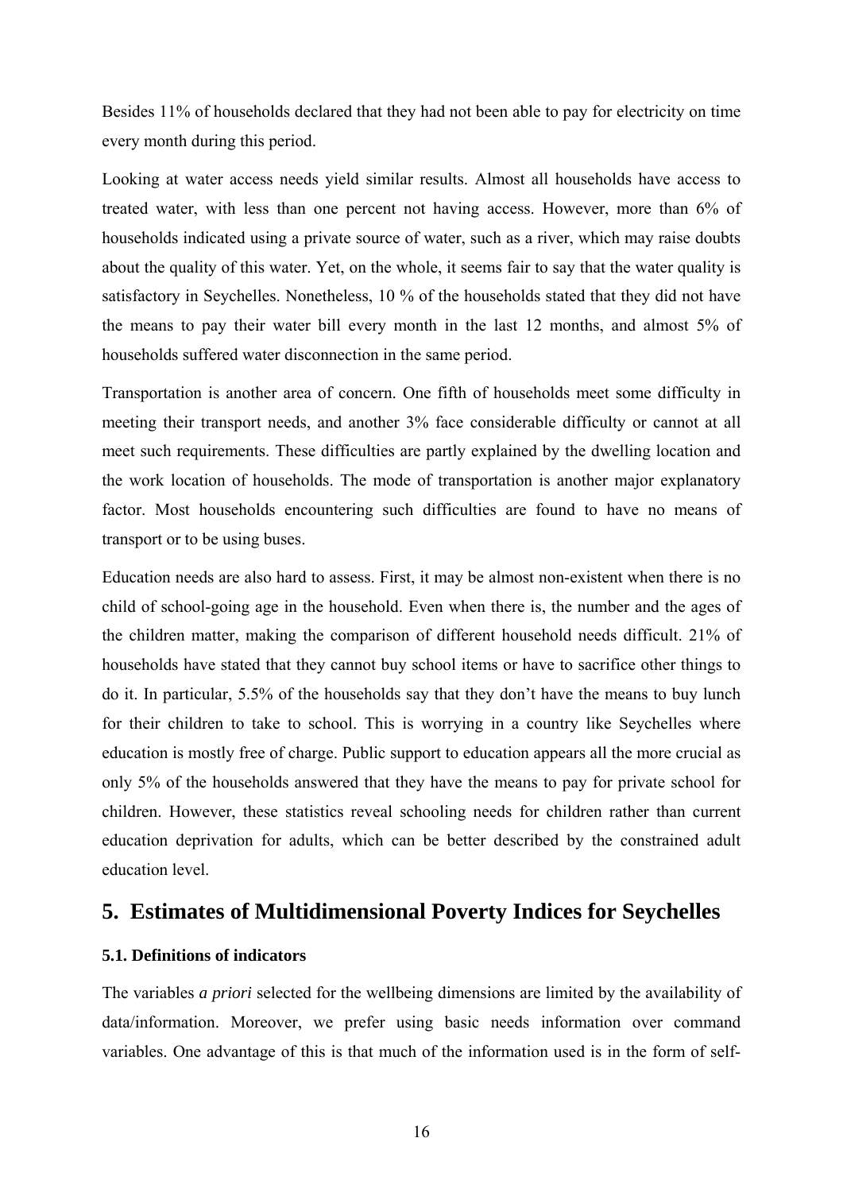Besides 11% of households declared that they had not been able to pay for electricity on time every month during this period.

Looking at water access needs yield similar results. Almost all households have access to treated water, with less than one percent not having access. However, more than 6% of households indicated using a private source of water, such as a river, which may raise doubts about the quality of this water. Yet, on the whole, it seems fair to say that the water quality is satisfactory in Seychelles. Nonetheless, 10 % of the households stated that they did not have the means to pay their water bill every month in the last 12 months, and almost 5% of households suffered water disconnection in the same period.

Transportation is another area of concern. One fifth of households meet some difficulty in meeting their transport needs, and another 3% face considerable difficulty or cannot at all meet such requirements. These difficulties are partly explained by the dwelling location and the work location of households. The mode of transportation is another major explanatory factor. Most households encountering such difficulties are found to have no means of transport or to be using buses.

Education needs are also hard to assess. First, it may be almost non-existent when there is no child of school-going age in the household. Even when there is, the number and the ages of the children matter, making the comparison of different household needs difficult. 21% of households have stated that they cannot buy school items or have to sacrifice other things to do it. In particular, 5.5% of the households say that they don't have the means to buy lunch for their children to take to school. This is worrying in a country like Seychelles where education is mostly free of charge. Public support to education appears all the more crucial as only 5% of the households answered that they have the means to pay for private school for children. However, these statistics reveal schooling needs for children rather than current education deprivation for adults, which can be better described by the constrained adult education level.

# 5. Estimates of Multidimensional Poverty Indices for Seychelles

### 5.1. Definitions of indicators

The variables *a priori* selected for the wellbeing dimensions are limited by the availability of data/information. Moreover, we prefer using basic needs information over command variables. One advantage of this is that much of the information used is in the form of self-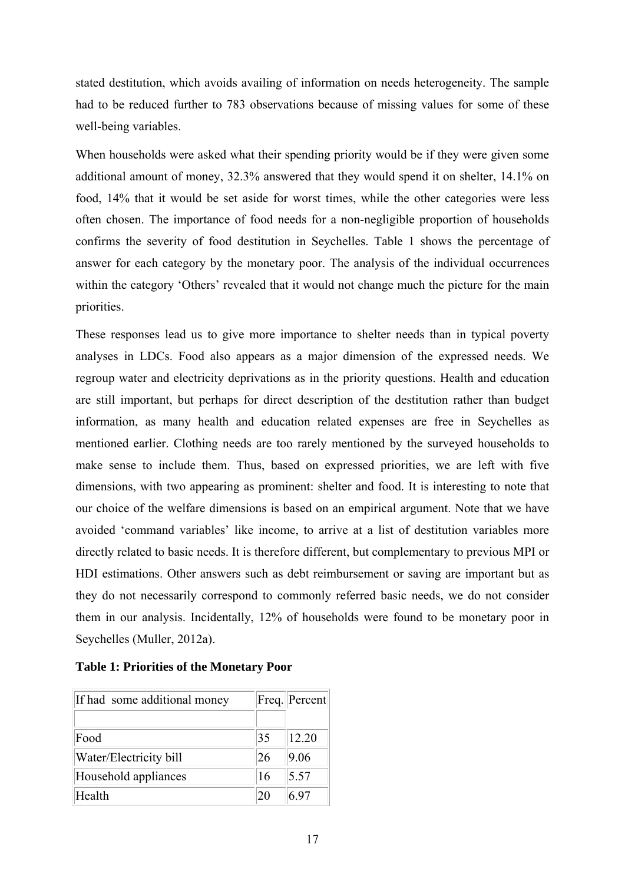stated destitution, which avoids availing of information on needs heterogeneity. The sample had to be reduced further to 783 observations because of missing values for some of these well-being variables.

When households were asked what their spending priority would be if they were given some additional amount of money, 32.3% answered that they would spend it on shelter, 14.1% on food, 14% that it would be set aside for worst times, while the other categories were less often chosen. The importance of food needs for a non-negligible proportion of households confirms the severity of food destitution in Seychelles. Table 1 shows the percentage of answer for each category by the monetary poor. The analysis of the individual occurrences within the category 'Others' revealed that it would not change much the picture for the main priorities.

These responses lead us to give more importance to shelter needs than in typical poverty analyses in LDCs. Food also appears as a major dimension of the expressed needs. We regroup water and electricity deprivations as in the priority questions. Health and education are still important, but perhaps for direct description of the destitution rather than budget information, as many health and education related expenses are free in Seychelles as mentioned earlier. Clothing needs are too rarely mentioned by the surveyed households to make sense to include them. Thus, based on expressed priorities, we are left with five dimensions, with two appearing as prominent: shelter and food. It is interesting to note that our choice of the welfare dimensions is based on an empirical argument. Note that we have avoided 'command variables' like income, to arrive at a list of destitution variables more directly related to basic needs. It is therefore different, but complementary to previous MPI or HDI estimations. Other answers such as debt reimbursement or saving are important but as they do not necessarily correspond to commonly referred basic needs, we do not consider them in our analysis. Incidentally, 12% of households were found to be monetary poor in Seychelles (Muller, 2012a).

**Table 1: Priorities of the Monetary Poor**

| If had some additional money | Freq. | Percent |
|---|---|---|
| | | |
| Food | 35 | 12.20 |
| Water/Electricity bill | 26 | 9.06 |
| Household appliances | 16 | 5.57 |
| Health | 20 | 6.97 |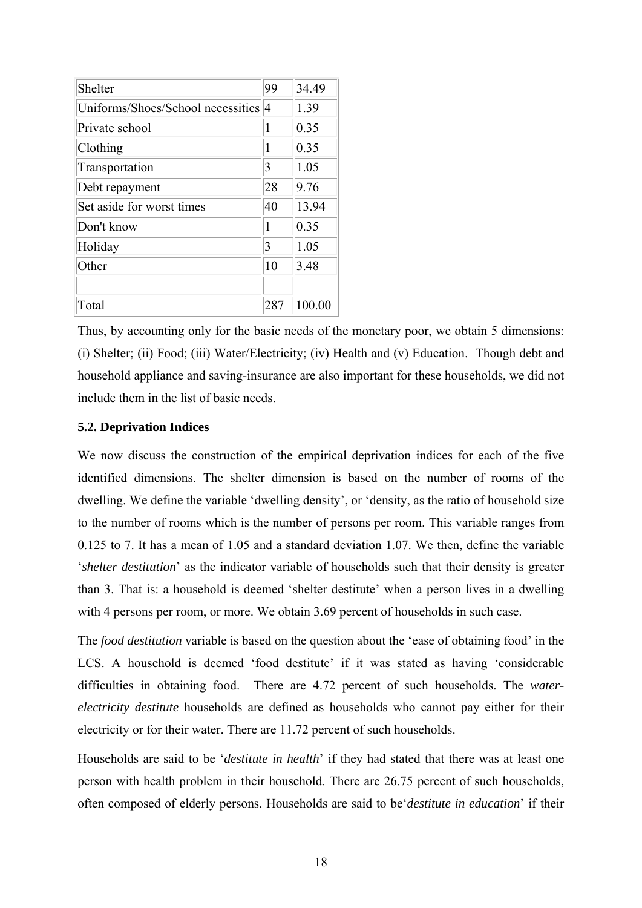| | | |
|---|---|---|
| Shelter | 99 | 34.49 |
| Uniforms/Shoes/School necessities | 4 | 1.39 |
| Private school | 1 | 0.35 |
| Clothing | 1 | 0.35 |
| Transportation | 3 | 1.05 |
| Debt repayment | 28 | 9.76 |
| Set aside for worst times | 40 | 13.94 |
| Don't know | 1 | 0.35 |
| Holiday | 3 | 1.05 |
| Other | 10 | 3.48 |
| | | |
| Total | 287 | 100.00 |

Thus, by accounting only for the basic needs of the monetary poor, we obtain 5 dimensions: (i) Shelter; (ii) Food; (iii) Water/Electricity; (iv) Health and (v) Education. Though debt and household appliance and saving-insurance are also important for these households, we did not include them in the list of basic needs.

### 5.2. Deprivation Indices

We now discuss the construction of the empirical deprivation indices for each of the five identified dimensions. The shelter dimension is based on the number of rooms of the dwelling. We define the variable 'dwelling density', or 'density, as the ratio of household size to the number of rooms which is the number of persons per room. This variable ranges from 0.125 to 7. It has a mean of 1.05 and a standard deviation 1.07. We then, define the variable '*shelter destitution*' as the indicator variable of households such that their density is greater than 3. That is: a household is deemed 'shelter destitute' when a person lives in a dwelling with 4 persons per room, or more. We obtain 3.69 percent of households in such case.

The *food destitution* variable is based on the question about the 'ease of obtaining food' in the LCS. A household is deemed 'food destitute' if it was stated as having 'considerable difficulties in obtaining food. There are 4.72 percent of such households. The *water-electricity destitute* households are defined as households who cannot pay either for their electricity or for their water. There are 11.72 percent of such households.

Households are said to be '*destitute in health*' if they had stated that there was at least one person with health problem in their household. There are 26.75 percent of such households, often composed of elderly persons. Households are said to be'*destitute in education*' if their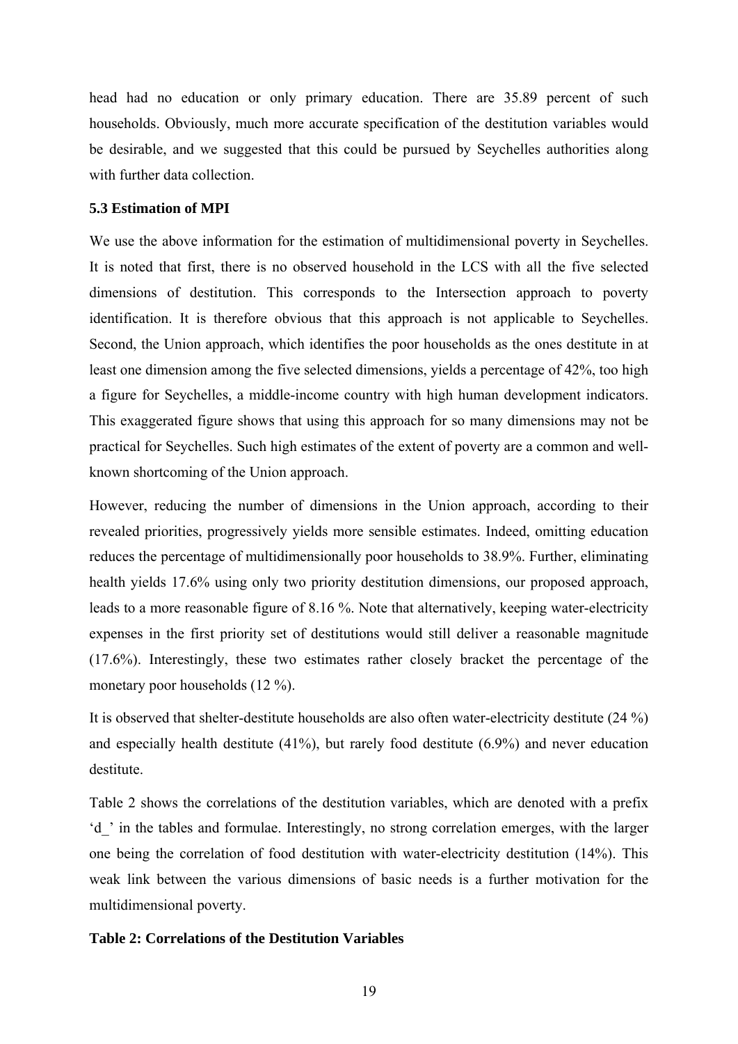head had no education or only primary education. There are 35.89 percent of such households. Obviously, much more accurate specification of the destitution variables would be desirable, and we suggested that this could be pursued by Seychelles authorities along with further data collection.

### 5.3 Estimation of MPI

We use the above information for the estimation of multidimensional poverty in Seychelles. It is noted that first, there is no observed household in the LCS with all the five selected dimensions of destitution. This corresponds to the Intersection approach to poverty identification. It is therefore obvious that this approach is not applicable to Seychelles. Second, the Union approach, which identifies the poor households as the ones destitute in at least one dimension among the five selected dimensions, yields a percentage of 42%, too high a figure for Seychelles, a middle-income country with high human development indicators. This exaggerated figure shows that using this approach for so many dimensions may not be practical for Seychelles. Such high estimates of the extent of poverty are a common and well-known shortcoming of the Union approach.

However, reducing the number of dimensions in the Union approach, according to their revealed priorities, progressively yields more sensible estimates. Indeed, omitting education reduces the percentage of multidimensionally poor households to 38.9%. Further, eliminating health yields 17.6% using only two priority destitution dimensions, our proposed approach, leads to a more reasonable figure of 8.16 %. Note that alternatively, keeping water-electricity expenses in the first priority set of destitutions would still deliver a reasonable magnitude (17.6%). Interestingly, these two estimates rather closely bracket the percentage of the monetary poor households (12 %).

It is observed that shelter-destitute households are also often water-electricity destitute (24 %) and especially health destitute (41%), but rarely food destitute (6.9%) and never education destitute.

Table 2 shows the correlations of the destitution variables, which are denoted with a prefix 'd_' in the tables and formulae. Interestingly, no strong correlation emerges, with the larger one being the correlation of food destitution with water-electricity destitution (14%). This weak link between the various dimensions of basic needs is a further motivation for the multidimensional poverty.

**Table 2: Correlations of the Destitution Variables**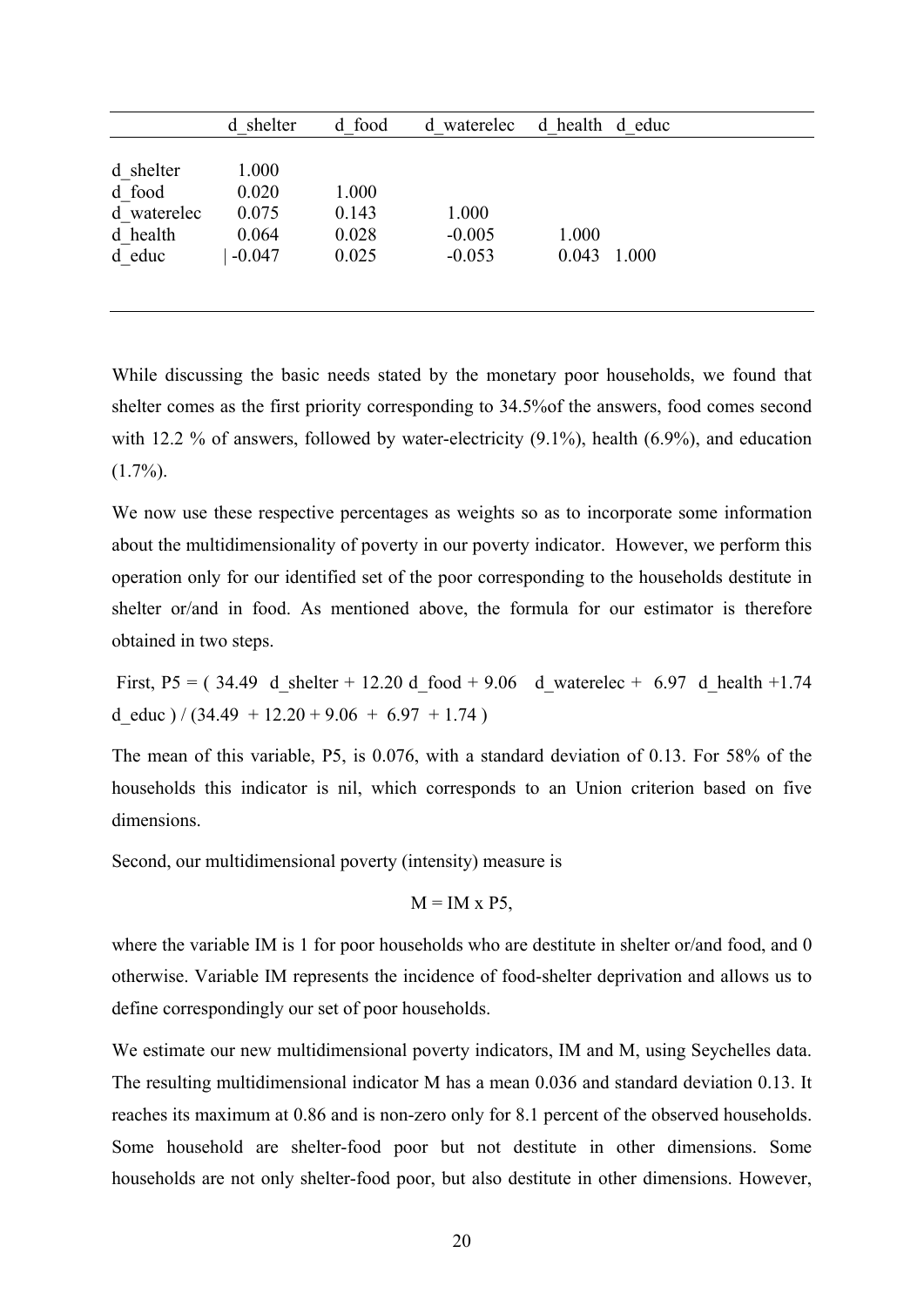| | d_shelter | d_food | d_waterelec | d_health | d_educ |
|---|---|---|---|---|---|
| d_shelter | 1.000 | | | | |
| d_food | 0.020 | 1.000 | | | |
| d_waterelec | 0.075 | 0.143 | 1.000 | | |
| d_health | 0.064 | 0.028 | -0.005 | 1.000 | |
| d_educ | -0.047 | 0.025 | -0.053 | 0.043 | 1.000 |

While discussing the basic needs stated by the monetary poor households, we found that shelter comes as the first priority corresponding to 34.5%of the answers, food comes second with 12.2 % of answers, followed by water-electricity (9.1%), health (6.9%), and education (1.7%).

We now use these respective percentages as weights so as to incorporate some information about the multidimensionality of poverty in our poverty indicator. However, we perform this operation only for our identified set of the poor corresponding to the households destitute in shelter or/and in food. As mentioned above, the formula for our estimator is therefore obtained in two steps.

First, P5 = ( 34.49 d_shelter + 12.20 d_food + 9.06 d_waterelec + 6.97 d_health +1.74 d_educ ) / (34.49 + 12.20 + 9.06 + 6.97 + 1.74 )

The mean of this variable, P5, is 0.076, with a standard deviation of 0.13. For 58% of the households this indicator is nil, which corresponds to an Union criterion based on five dimensions.

Second, our multidimensional poverty (intensity) measure is

$$M = IM \times P5,$$

where the variable IM is 1 for poor households who are destitute in shelter or/and food, and 0 otherwise. Variable IM represents the incidence of food-shelter deprivation and allows us to define correspondingly our set of poor households.

We estimate our new multidimensional poverty indicators, IM and M, using Seychelles data. The resulting multidimensional indicator M has a mean 0.036 and standard deviation 0.13. It reaches its maximum at 0.86 and is non-zero only for 8.1 percent of the observed households. Some household are shelter-food poor but not destitute in other dimensions. Some households are not only shelter-food poor, but also destitute in other dimensions. However,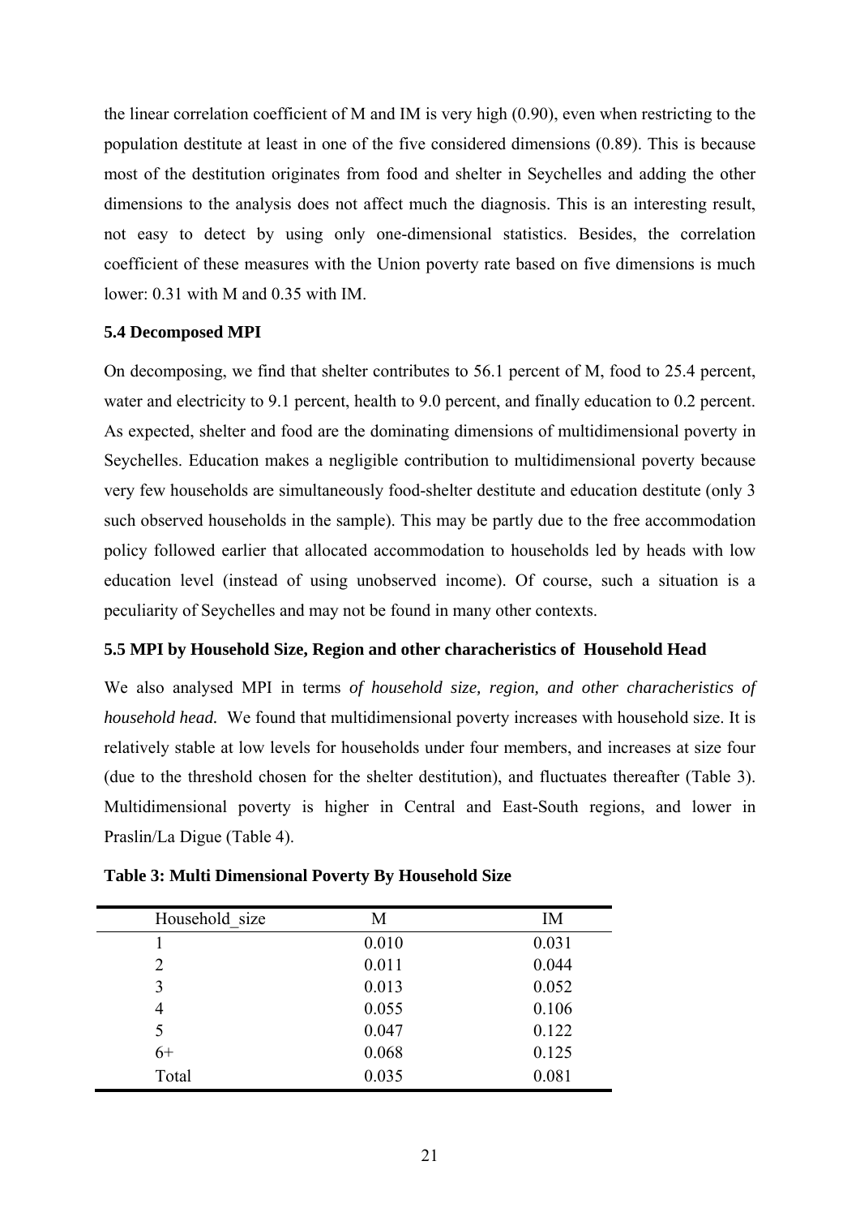the linear correlation coefficient of M and IM is very high (0.90), even when restricting to the population destitute at least in one of the five considered dimensions (0.89). This is because most of the destitution originates from food and shelter in Seychelles and adding the other dimensions to the analysis does not affect much the diagnosis. This is an interesting result, not easy to detect by using only one-dimensional statistics. Besides, the correlation coefficient of these measures with the Union poverty rate based on five dimensions is much lower: 0.31 with M and 0.35 with IM.

### 5.4 Decomposed MPI

On decomposing, we find that shelter contributes to 56.1 percent of M, food to 25.4 percent, water and electricity to 9.1 percent, health to 9.0 percent, and finally education to 0.2 percent. As expected, shelter and food are the dominating dimensions of multidimensional poverty in Seychelles. Education makes a negligible contribution to multidimensional poverty because very few households are simultaneously food-shelter destitute and education destitute (only 3 such observed households in the sample). This may be partly due to the free accommodation policy followed earlier that allocated accommodation to households led by heads with low education level (instead of using unobserved income). Of course, such a situation is a peculiarity of Seychelles and may not be found in many other contexts.

### 5.5 MPI by Household Size, Region and other characheristics of Household Head

We also analysed MPI in terms *of household size, region, and other characheristics of household head.* We found that multidimensional poverty increases with household size. It is relatively stable at low levels for households under four members, and increases at size four (due to the threshold chosen for the shelter destitution), and fluctuates thereafter (Table 3). Multidimensional poverty is higher in Central and East-South regions, and lower in Praslin/La Digue (Table 4).

**Table 3: Multi Dimensional Poverty By Household Size**

| Household_size | M | IM |
|---|---|---|
| 1 | 0.010 | 0.031 |
| 2 | 0.011 | 0.044 |
| 3 | 0.013 | 0.052 |
| 4 | 0.055 | 0.106 |
| 5 | 0.047 | 0.122 |
| 6+ | 0.068 | 0.125 |
| Total | 0.035 | 0.081 |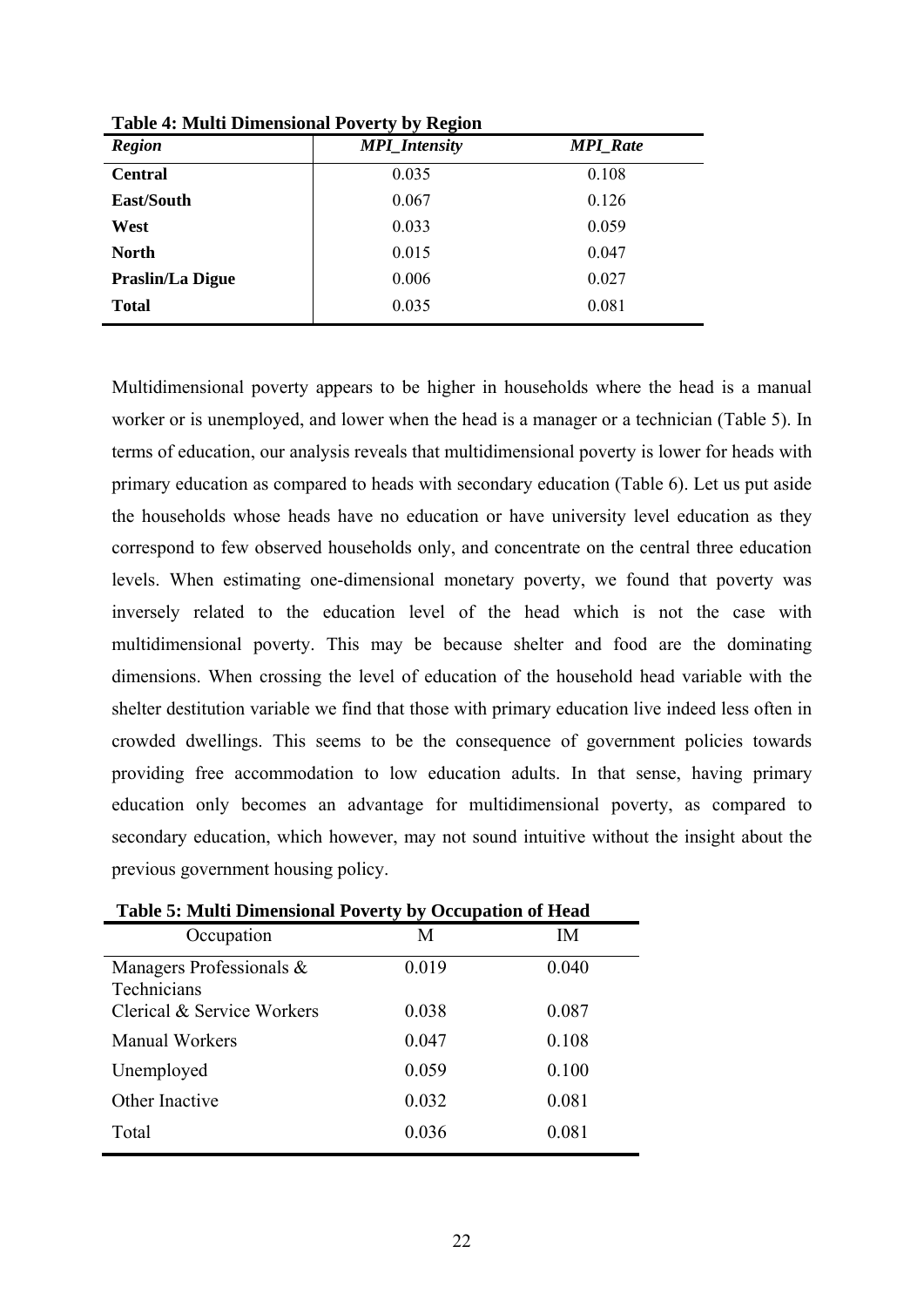**Table 4: Multi Dimensional Poverty by Region**

| *Region* | *MPI_Intensity* | *MPI_Rate* |
|---|---|---|
| **Central** | 0.035 | 0.108 |
| **East/South** | 0.067 | 0.126 |
| **West** | 0.033 | 0.059 |
| **North** | 0.015 | 0.047 |
| **Praslin/La Digue** | 0.006 | 0.027 |
| **Total** | 0.035 | 0.081 |

Multidimensional poverty appears to be higher in households where the head is a manual worker or is unemployed, and lower when the head is a manager or a technician (Table 5). In terms of education, our analysis reveals that multidimensional poverty is lower for heads with primary education as compared to heads with secondary education (Table 6). Let us put aside the households whose heads have no education or have university level education as they correspond to few observed households only, and concentrate on the central three education levels. When estimating one-dimensional monetary poverty, we found that poverty was inversely related to the education level of the head which is not the case with multidimensional poverty. This may be because shelter and food are the dominating dimensions. When crossing the level of education of the household head variable with the shelter destitution variable we find that those with primary education live indeed less often in crowded dwellings. This seems to be the consequence of government policies towards providing free accommodation to low education adults. In that sense, having primary education only becomes an advantage for multidimensional poverty, as compared to secondary education, which however, may not sound intuitive without the insight about the previous government housing policy.

**Table 5: Multi Dimensional Poverty by Occupation of Head**

| Occupation | M | IM |
|---|---|---|
| Managers Professionals & Technicians | 0.019 | 0.040 |
| Clerical & Service Workers | 0.038 | 0.087 |
| Manual Workers | 0.047 | 0.108 |
| Unemployed | 0.059 | 0.100 |
| Other Inactive | 0.032 | 0.081 |
| Total | 0.036 | 0.081 |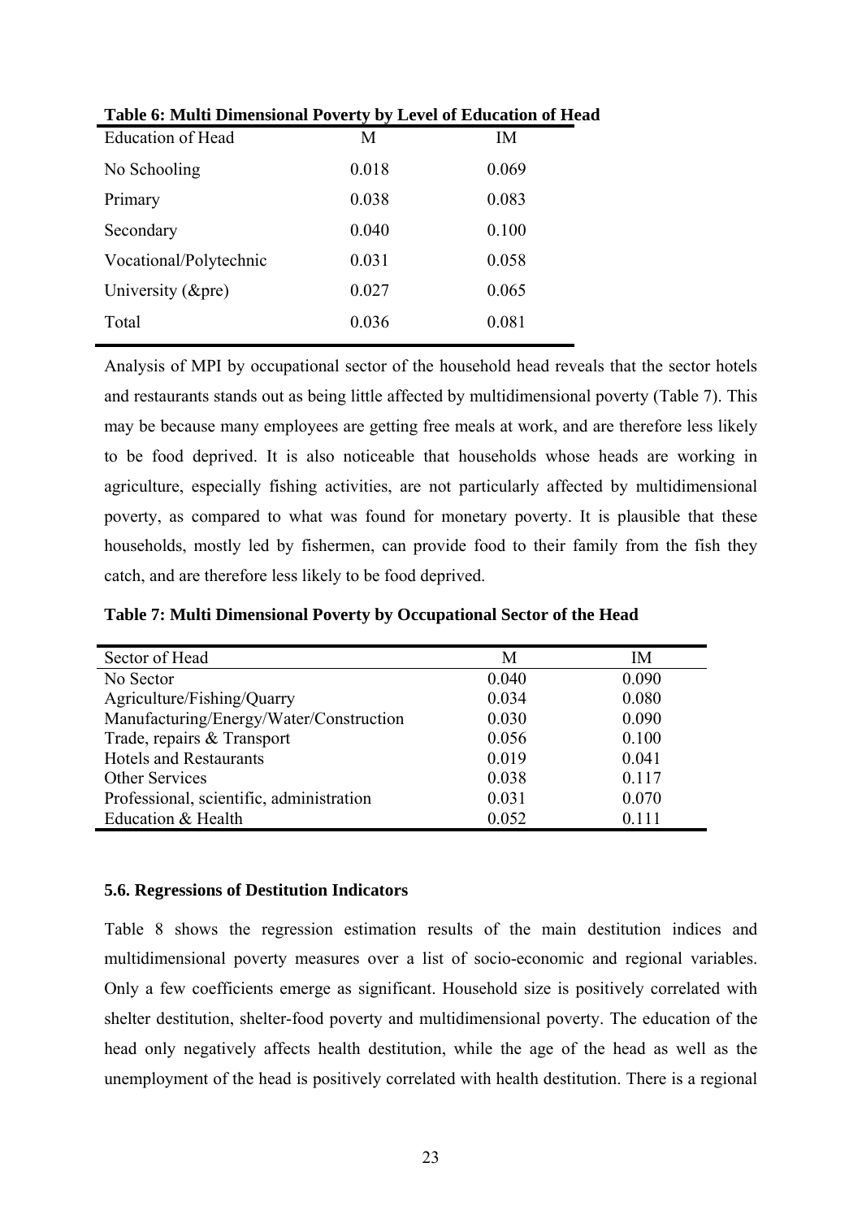**Table 6: Multi Dimensional Poverty by Level of Education of Head**

| Education of Head | M | IM |
|---|---|---|
| No Schooling | 0.018 | 0.069 |
| Primary | 0.038 | 0.083 |
| Secondary | 0.040 | 0.100 |
| Vocational/Polytechnic | 0.031 | 0.058 |
| University (&pre) | 0.027 | 0.065 |
| Total | 0.036 | 0.081 |

Analysis of MPI by occupational sector of the household head reveals that the sector hotels and restaurants stands out as being little affected by multidimensional poverty (Table 7). This may be because many employees are getting free meals at work, and are therefore less likely to be food deprived. It is also noticeable that households whose heads are working in agriculture, especially fishing activities, are not particularly affected by multidimensional poverty, as compared to what was found for monetary poverty. It is plausible that these households, mostly led by fishermen, can provide food to their family from the fish they catch, and are therefore less likely to be food deprived.

**Table 7: Multi Dimensional Poverty by Occupational Sector of the Head**

| Sector of Head | M | IM |
|---|---|---|
| No Sector | 0.040 | 0.090 |
| Agriculture/Fishing/Quarry | 0.034 | 0.080 |
| Manufacturing/Energy/Water/Construction | 0.030 | 0.090 |
| Trade, repairs & Transport | 0.056 | 0.100 |
| Hotels and Restaurants | 0.019 | 0.041 |
| Other Services | 0.038 | 0.117 |
| Professional, scientific, administration | 0.031 | 0.070 |
| Education & Health | 0.052 | 0.111 |

### 5.6. Regressions of Destitution Indicators

Table 8 shows the regression estimation results of the main destitution indices and multidimensional poverty measures over a list of socio-economic and regional variables. Only a few coefficients emerge as significant. Household size is positively correlated with shelter destitution, shelter-food poverty and multidimensional poverty. The education of the head only negatively affects health destitution, while the age of the head as well as the unemployment of the head is positively correlated with health destitution. There is a regional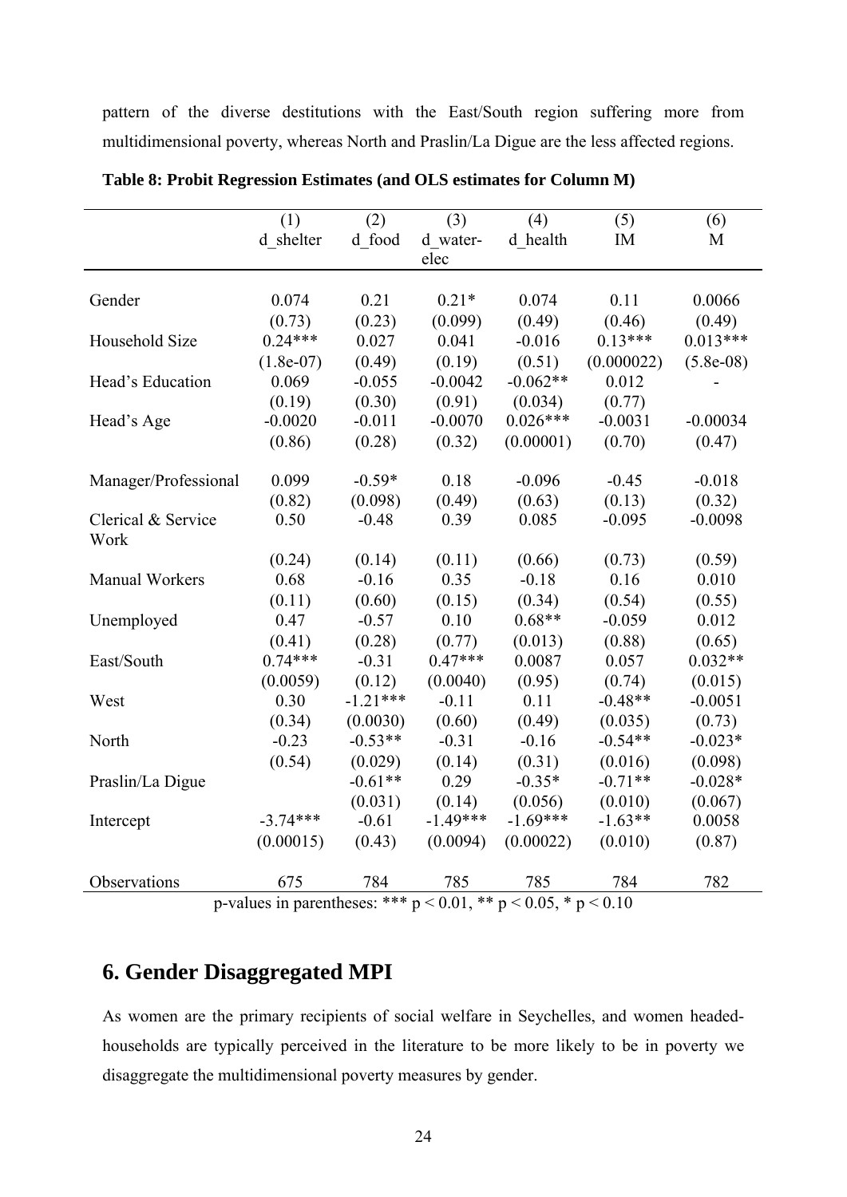pattern of the diverse destitutions with the East/South region suffering more from multidimensional poverty, whereas North and Praslin/La Digue are the less affected regions.

**Table 8: Probit Regression Estimates (and OLS estimates for Column M)**

| | (1) d_shelter | (2) d_food | (3) d_water-elec | (4) d_health | (5) IM | (6) M |
|---|---|---|---|---|---|---|
| Gender | 0.074 | 0.21 | 0.21* | 0.074 | 0.11 | 0.0066 |
| | (0.73) | (0.23) | (0.099) | (0.49) | (0.46) | (0.49) |
| Household Size | 0.24*** | 0.027 | 0.041 | -0.016 | 0.13*** | 0.013*** |
| | (1.8e-07) | (0.49) | (0.19) | (0.51) | (0.000022) | (5.8e-08) |
| Head's Education | 0.069 | -0.055 | -0.0042 | -0.062** | 0.012 | - |
| | (0.19) | (0.30) | (0.91) | (0.034) | (0.77) | |
| Head's Age | -0.0020 | -0.011 | -0.0070 | 0.026*** | -0.0031 | -0.00034 |
| | (0.86) | (0.28) | (0.32) | (0.00001) | (0.70) | (0.47) |
| Manager/Professional | 0.099 | -0.59* | 0.18 | -0.096 | -0.45 | -0.018 |
| | (0.82) | (0.098) | (0.49) | (0.63) | (0.13) | (0.32) |
| Clerical & Service Work | 0.50 | -0.48 | 0.39 | 0.085 | -0.095 | -0.0098 |
| | (0.24) | (0.14) | (0.11) | (0.66) | (0.73) | (0.59) |
| Manual Workers | 0.68 | -0.16 | 0.35 | -0.18 | 0.16 | 0.010 |
| | (0.11) | (0.60) | (0.15) | (0.34) | (0.54) | (0.55) |
| Unemployed | 0.47 | -0.57 | 0.10 | 0.68** | -0.059 | 0.012 |
| | (0.41) | (0.28) | (0.77) | (0.013) | (0.88) | (0.65) |
| East/South | 0.74*** | -0.31 | 0.47*** | 0.0087 | 0.057 | 0.032** |
| | (0.0059) | (0.12) | (0.0040) | (0.95) | (0.74) | (0.015) |
| West | 0.30 | -1.21*** | -0.11 | 0.11 | -0.48** | -0.0051 |
| | (0.34) | (0.0030) | (0.60) | (0.49) | (0.035) | (0.73) |
| North | -0.23 | -0.53** | -0.31 | -0.16 | -0.54** | -0.023* |
| | (0.54) | (0.029) | (0.14) | (0.31) | (0.016) | (0.098) |
| Praslin/La Digue | | -0.61** | 0.29 | -0.35* | -0.71** | -0.028* |
| | | (0.031) | (0.14) | (0.056) | (0.010) | (0.067) |
| Intercept | -3.74*** | -0.61 | -1.49*** | -1.69*** | -1.63** | 0.0058 |
| | (0.00015) | (0.43) | (0.0094) | (0.00022) | (0.010) | (0.87) |
| Observations | 675 | 784 | 785 | 785 | 784 | 782 |

p-values in parentheses: *** $p < 0.01$, ** $p < 0.05$, * $p < 0.10$

## 6. Gender Disaggregated MPI

As women are the primary recipients of social welfare in Seychelles, and women headed-households are typically perceived in the literature to be more likely to be in poverty we disaggregate the multidimensional poverty measures by gender.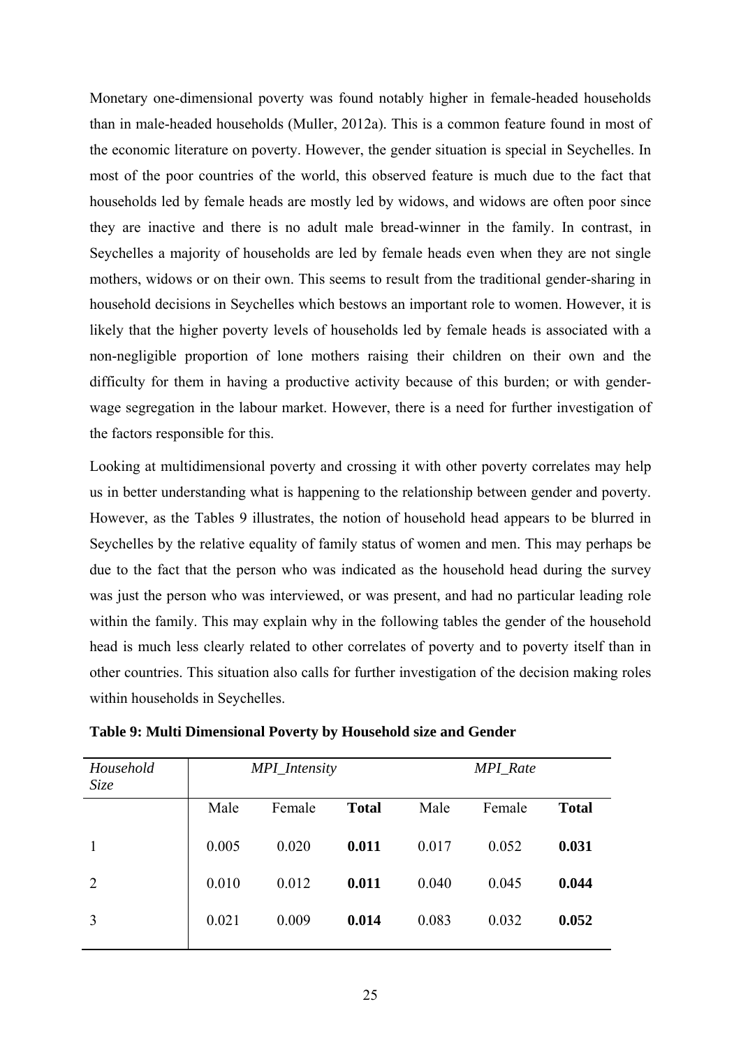Monetary one-dimensional poverty was found notably higher in female-headed households than in male-headed households (Muller, 2012a). This is a common feature found in most of the economic literature on poverty. However, the gender situation is special in Seychelles. In most of the poor countries of the world, this observed feature is much due to the fact that households led by female heads are mostly led by widows, and widows are often poor since they are inactive and there is no adult male bread-winner in the family. In contrast, in Seychelles a majority of households are led by female heads even when they are not single mothers, widows or on their own. This seems to result from the traditional gender-sharing in household decisions in Seychelles which bestows an important role to women. However, it is likely that the higher poverty levels of households led by female heads is associated with a non-negligible proportion of lone mothers raising their children on their own and the difficulty for them in having a productive activity because of this burden; or with gender-wage segregation in the labour market. However, there is a need for further investigation of the factors responsible for this.

Looking at multidimensional poverty and crossing it with other poverty correlates may help us in better understanding what is happening to the relationship between gender and poverty. However, as the Tables 9 illustrates, the notion of household head appears to be blurred in Seychelles by the relative equality of family status of women and men. This may perhaps be due to the fact that the person who was indicated as the household head during the survey was just the person who was interviewed, or was present, and had no particular leading role within the family. This may explain why in the following tables the gender of the household head is much less clearly related to other correlates of poverty and to poverty itself than in other countries. This situation also calls for further investigation of the decision making roles within households in Seychelles.

**Table 9: Multi Dimensional Poverty by Household size and Gender**

| *Household Size* | *MPI_Intensity* | | | *MPI_Rate* | | |
|---|---|---|---|---|---|---|
| | Male | Female | **Total** | Male | Female | **Total** |
| 1 | 0.005 | 0.020 | **0.011** | 0.017 | 0.052 | **0.031** |
| 2 | 0.010 | 0.012 | **0.011** | 0.040 | 0.045 | **0.044** |
| 3 | 0.021 | 0.009 | **0.014** | 0.083 | 0.032 | **0.052** |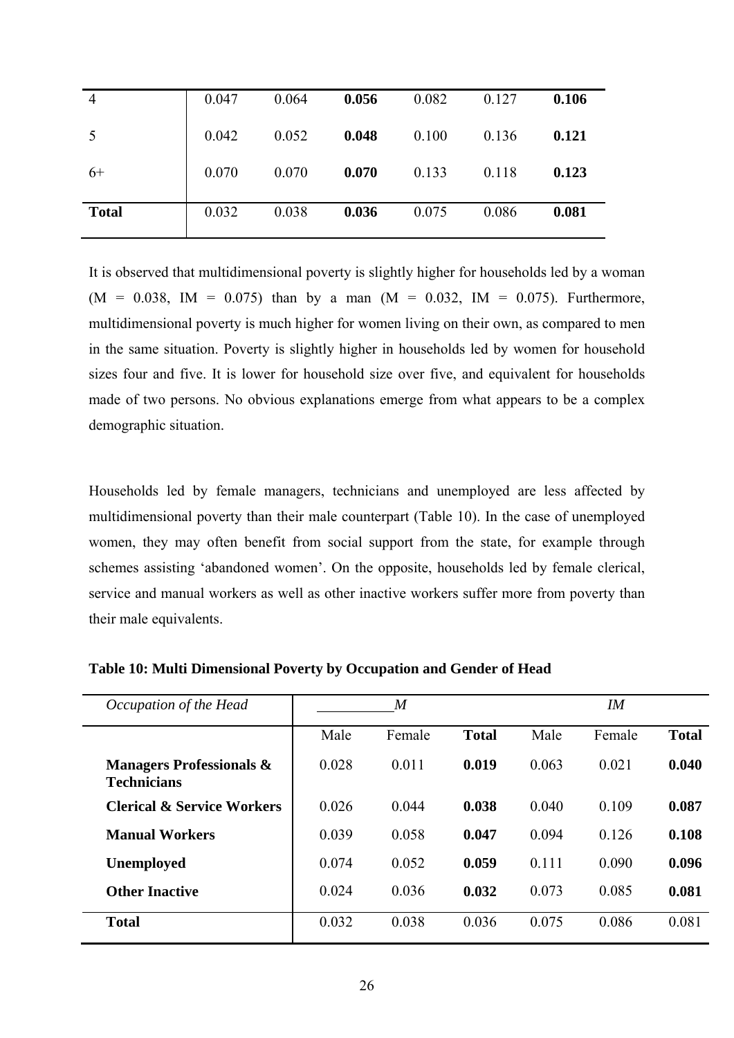| 4 | 0.047 | 0.064 | **0.056** | 0.082 | 0.127 | **0.106** |
|---|---|---|---|---|---|---|
| 5 | 0.042 | 0.052 | **0.048** | 0.100 | 0.136 | **0.121** |
| 6+ | 0.070 | 0.070 | **0.070** | 0.133 | 0.118 | **0.123** |
| **Total** | 0.032 | 0.038 | **0.036** | 0.075 | 0.086 | **0.081** |

It is observed that multidimensional poverty is slightly higher for households led by a woman (M = 0.038, IM = 0.075) than by a man (M = 0.032, IM = 0.075). Furthermore, multidimensional poverty is much higher for women living on their own, as compared to men in the same situation. Poverty is slightly higher in households led by women for household sizes four and five. It is lower for household size over five, and equivalent for households made of two persons. No obvious explanations emerge from what appears to be a complex demographic situation.

Households led by female managers, technicians and unemployed are less affected by multidimensional poverty than their male counterpart (Table 10). In the case of unemployed women, they may often benefit from social support from the state, for example through schemes assisting 'abandoned women'. On the opposite, households led by female clerical, service and manual workers as well as other inactive workers suffer more from poverty than their male equivalents.

**Table 10: Multi Dimensional Poverty by Occupation and Gender of Head**

| *Occupation of the Head* | *M* | | | *IM* | | |
|---|---|---|---|---|---|---|
| | Male | Female | **Total** | Male | Female | **Total** |
| **Managers Professionals & Technicians** | 0.028 | 0.011 | **0.019** | 0.063 | 0.021 | **0.040** |
| **Clerical & Service Workers** | 0.026 | 0.044 | **0.038** | 0.040 | 0.109 | **0.087** |
| **Manual Workers** | 0.039 | 0.058 | **0.047** | 0.094 | 0.126 | **0.108** |
| **Unemployed** | 0.074 | 0.052 | **0.059** | 0.111 | 0.090 | **0.096** |
| **Other Inactive** | 0.024 | 0.036 | **0.032** | 0.073 | 0.085 | **0.081** |
| **Total** | 0.032 | 0.038 | 0.036 | 0.075 | 0.086 | 0.081 |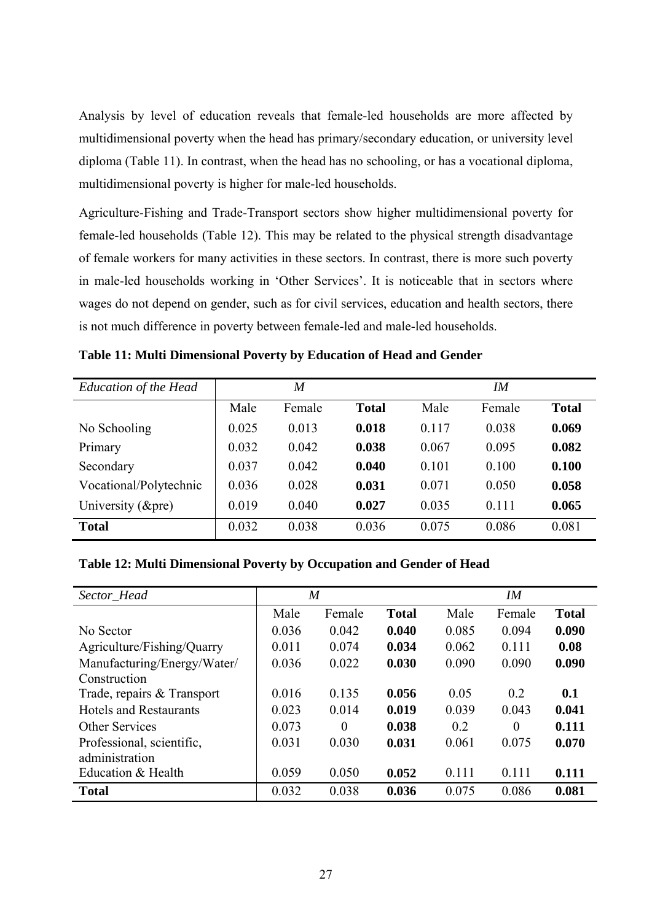Analysis by level of education reveals that female-led households are more affected by multidimensional poverty when the head has primary/secondary education, or university level diploma (Table 11). In contrast, when the head has no schooling, or has a vocational diploma, multidimensional poverty is higher for male-led households.

Agriculture-Fishing and Trade-Transport sectors show higher multidimensional poverty for female-led households (Table 12). This may be related to the physical strength disadvantage of female workers for many activities in these sectors. In contrast, there is more such poverty in male-led households working in 'Other Services'. It is noticeable that in sectors where wages do not depend on gender, such as for civil services, education and health sectors, there is not much difference in poverty between female-led and male-led households.

**Table 11: Multi Dimensional Poverty by Education of Head and Gender**

| *Education of the Head* | *M* | | | *IM* | | |
|---|---|---|---|---|---|---|
| | Male | Female | **Total** | Male | Female | **Total** |
| No Schooling | 0.025 | 0.013 | **0.018** | 0.117 | 0.038 | **0.069** |
| Primary | 0.032 | 0.042 | **0.038** | 0.067 | 0.095 | **0.082** |
| Secondary | 0.037 | 0.042 | **0.040** | 0.101 | 0.100 | **0.100** |
| Vocational/Polytechnic | 0.036 | 0.028 | **0.031** | 0.071 | 0.050 | **0.058** |
| University (&pre) | 0.019 | 0.040 | **0.027** | 0.035 | 0.111 | **0.065** |
| **Total** | 0.032 | 0.038 | 0.036 | 0.075 | 0.086 | 0.081 |

**Table 12: Multi Dimensional Poverty by Occupation and Gender of Head**

| *Sector_Head* | *M* | | | *IM* | | |
|---|---|---|---|---|---|---|
| | Male | Female | **Total** | Male | Female | **Total** |
| No Sector | 0.036 | 0.042 | **0.040** | 0.085 | 0.094 | **0.090** |
| Agriculture/Fishing/Quarry | 0.011 | 0.074 | **0.034** | 0.062 | 0.111 | **0.08** |
| Manufacturing/Energy/Water/ Construction | 0.036 | 0.022 | **0.030** | 0.090 | 0.090 | **0.090** |
| Trade, repairs & Transport | 0.016 | 0.135 | **0.056** | 0.05 | 0.2 | **0.1** |
| Hotels and Restaurants | 0.023 | 0.014 | **0.019** | 0.039 | 0.043 | **0.041** |
| Other Services | 0.073 | 0 | **0.038** | 0.2 | 0 | **0.111** |
| Professional, scientific, administration | 0.031 | 0.030 | **0.031** | 0.061 | 0.075 | **0.070** |
| Education & Health | 0.059 | 0.050 | **0.052** | 0.111 | 0.111 | **0.111** |
| **Total** | 0.032 | 0.038 | **0.036** | 0.075 | 0.086 | **0.081** |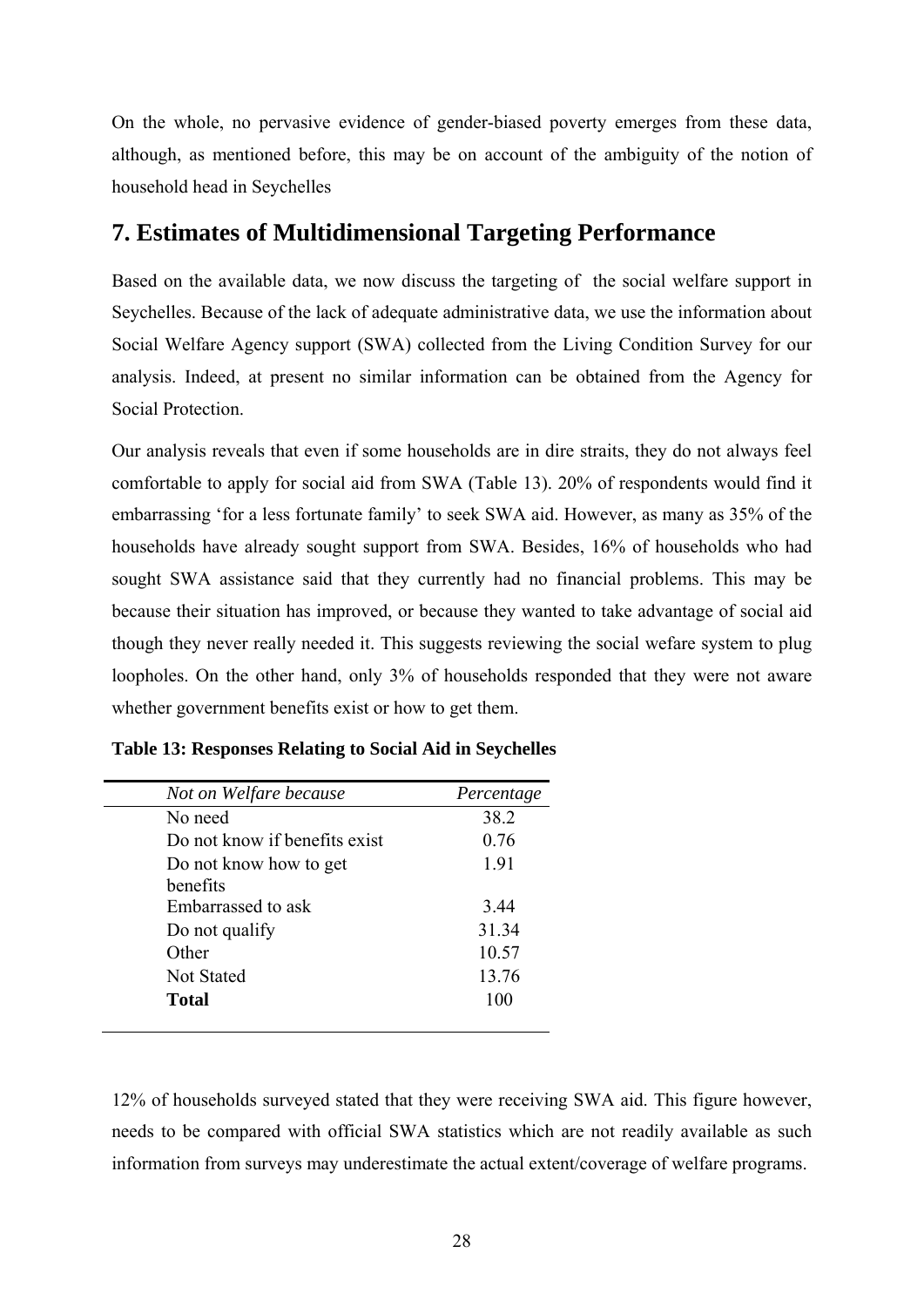On the whole, no pervasive evidence of gender-biased poverty emerges from these data, although, as mentioned before, this may be on account of the ambiguity of the notion of household head in Seychelles

## 7. Estimates of Multidimensional Targeting Performance

Based on the available data, we now discuss the targeting of  the social welfare support in Seychelles. Because of the lack of adequate administrative data, we use the information about Social Welfare Agency support (SWA) collected from the Living Condition Survey for our analysis. Indeed, at present no similar information can be obtained from the Agency for Social Protection.

Our analysis reveals that even if some households are in dire straits, they do not always feel comfortable to apply for social aid from SWA (Table 13). 20% of respondents would find it embarrassing 'for a less fortunate family' to seek SWA aid. However, as many as 35% of the households have already sought support from SWA. Besides, 16% of households who had sought SWA assistance said that they currently had no financial problems. This may be because their situation has improved, or because they wanted to take advantage of social aid though they never really needed it. This suggests reviewing the social wefare system to plug loopholes. On the other hand, only 3% of households responded that they were not aware whether government benefits exist or how to get them.

**Table 13: Responses Relating to Social Aid in Seychelles**

| *Not on Welfare because* | *Percentage* |
|---|---|
| No need | 38.2 |
| Do not know if benefits exist | 0.76 |
| Do not know how to get benefits | 1.91 |
| Embarrassed to ask | 3.44 |
| Do not qualify | 31.34 |
| Other | 10.57 |
| Not Stated | 13.76 |
| **Total** | 100 |

12% of households surveyed stated that they were receiving SWA aid. This figure however, needs to be compared with official SWA statistics which are not readily available as such information from surveys may underestimate the actual extent/coverage of welfare programs.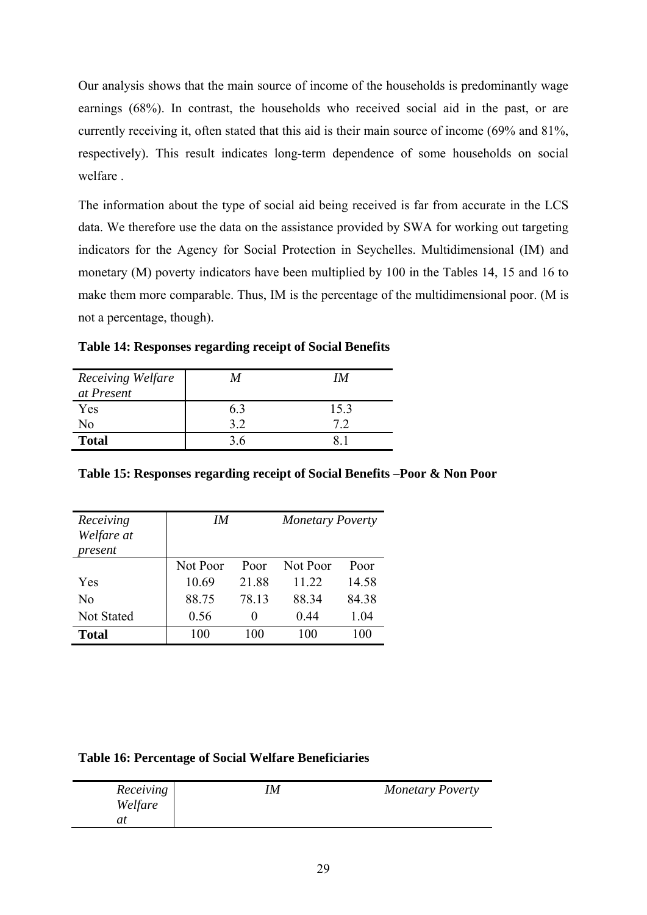Our analysis shows that the main source of income of the households is predominantly wage earnings (68%). In contrast, the households who received social aid in the past, or are currently receiving it, often stated that this aid is their main source of income (69% and 81%, respectively). This result indicates long-term dependence of some households on social welfare .

The information about the type of social aid being received is far from accurate in the LCS data. We therefore use the data on the assistance provided by SWA for working out targeting indicators for the Agency for Social Protection in Seychelles. Multidimensional (IM) and monetary (M) poverty indicators have been multiplied by 100 in the Tables 14, 15 and 16 to make them more comparable. Thus, IM is the percentage of the multidimensional poor. (M is not a percentage, though).

**Table 14: Responses regarding receipt of Social Benefits**

| *Receiving Welfare at Present* | *M* | *IM* |
|---|---|---|
| Yes | 6.3 | 15.3 |
| No | 3.2 | 7.2 |
| **Total** | 3.6 | 8.1 |

**Table 15: Responses regarding receipt of Social Benefits –Poor & Non Poor**

| *Receiving Welfare at present* | *IM* | | *Monetary Poverty* | |
|---|---|---|---|---|
| | Not Poor | Poor | Not Poor | Poor |
| Yes | 10.69 | 21.88 | 11.22 | 14.58 |
| No | 88.75 | 78.13 | 88.34 | 84.38 |
| Not Stated | 0.56 | 0 | 0.44 | 1.04 |
| **Total** | 100 | 100 | 100 | 100 |

**Table 16: Percentage of Social Welfare Beneficiaries**

| *Receiving Welfare at* | *IM* | *Monetary Poverty* |
|---|---|---|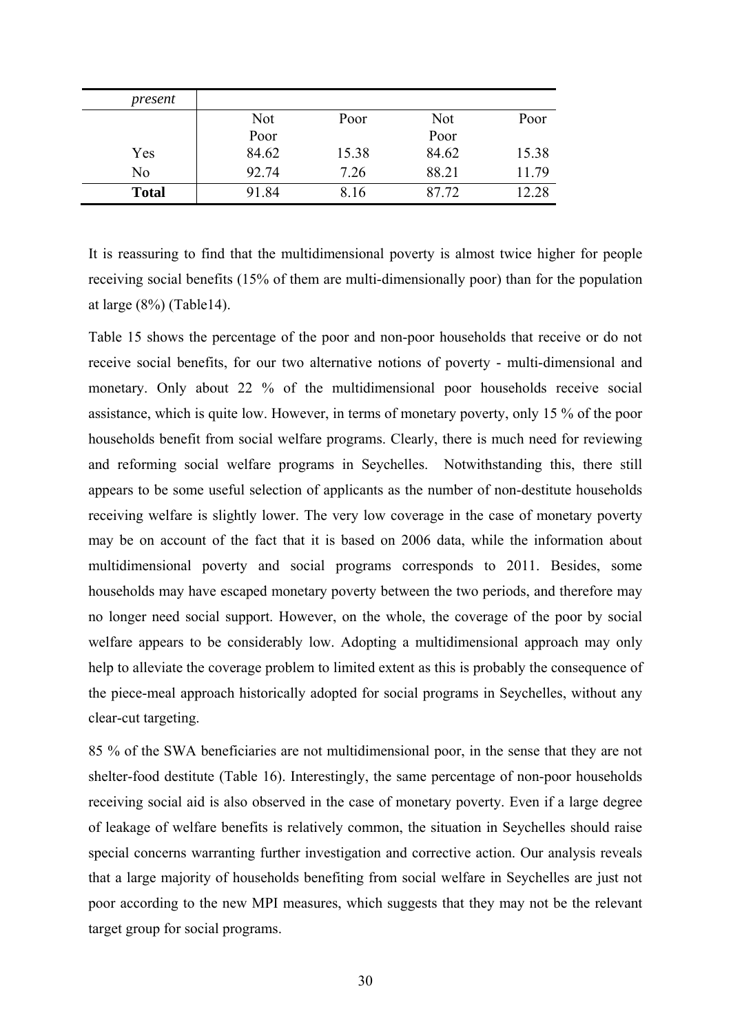| *present* | | | | |
|---|---|---|---|---|
| | Not Poor | Poor | Not Poor | Poor |
| Yes | 84.62 | 15.38 | 84.62 | 15.38 |
| No | 92.74 | 7.26 | 88.21 | 11.79 |
| **Total** | 91.84 | 8.16 | 87.72 | 12.28 |

It is reassuring to find that the multidimensional poverty is almost twice higher for people receiving social benefits (15% of them are multi-dimensionally poor) than for the population at large (8%) (Table14).

Table 15 shows the percentage of the poor and non-poor households that receive or do not receive social benefits, for our two alternative notions of poverty - multi-dimensional and monetary. Only about 22 % of the multidimensional poor households receive social assistance, which is quite low. However, in terms of monetary poverty, only 15 % of the poor households benefit from social welfare programs. Clearly, there is much need for reviewing and reforming social welfare programs in Seychelles. Notwithstanding this, there still appears to be some useful selection of applicants as the number of non-destitute households receiving welfare is slightly lower. The very low coverage in the case of monetary poverty may be on account of the fact that it is based on 2006 data, while the information about multidimensional poverty and social programs corresponds to 2011. Besides, some households may have escaped monetary poverty between the two periods, and therefore may no longer need social support. However, on the whole, the coverage of the poor by social welfare appears to be considerably low. Adopting a multidimensional approach may only help to alleviate the coverage problem to limited extent as this is probably the consequence of the piece-meal approach historically adopted for social programs in Seychelles, without any clear-cut targeting.

85 % of the SWA beneficiaries are not multidimensional poor, in the sense that they are not shelter-food destitute (Table 16). Interestingly, the same percentage of non-poor households receiving social aid is also observed in the case of monetary poverty. Even if a large degree of leakage of welfare benefits is relatively common, the situation in Seychelles should raise special concerns warranting further investigation and corrective action. Our analysis reveals that a large majority of households benefiting from social welfare in Seychelles are just not poor according to the new MPI measures, which suggests that they may not be the relevant target group for social programs.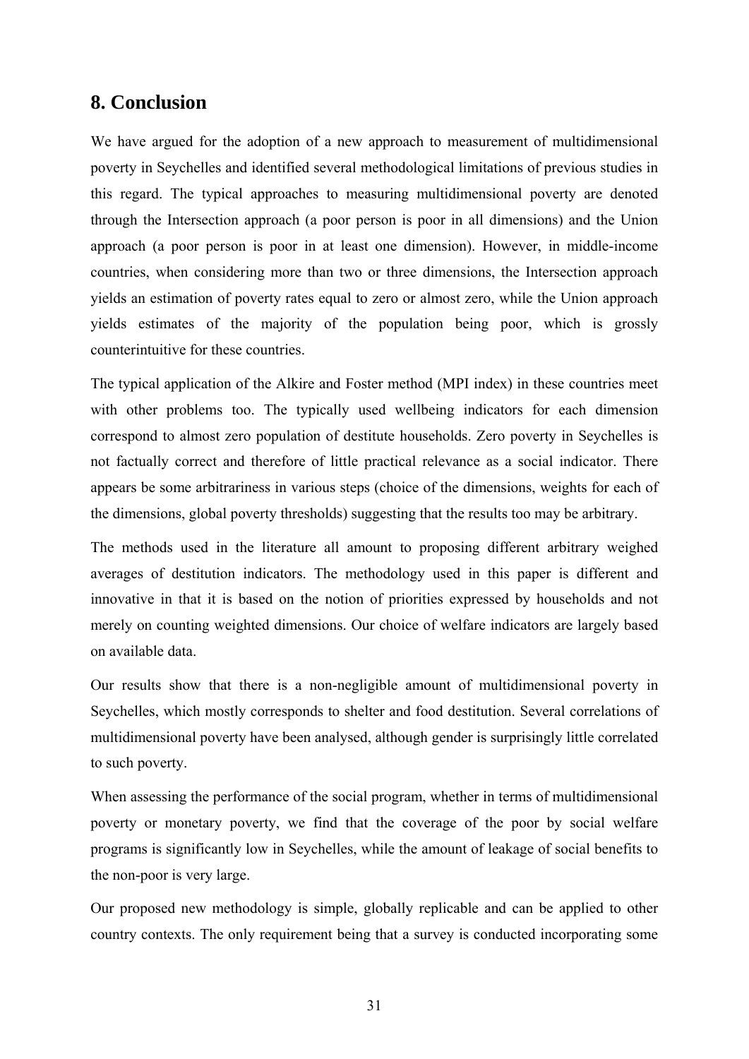## 8. Conclusion

We have argued for the adoption of a new approach to measurement of multidimensional poverty in Seychelles and identified several methodological limitations of previous studies in this regard. The typical approaches to measuring multidimensional poverty are denoted through the Intersection approach (a poor person is poor in all dimensions) and the Union approach (a poor person is poor in at least one dimension). However, in middle-income countries, when considering more than two or three dimensions, the Intersection approach yields an estimation of poverty rates equal to zero or almost zero, while the Union approach yields estimates of the majority of the population being poor, which is grossly counterintuitive for these countries.

The typical application of the Alkire and Foster method (MPI index) in these countries meet with other problems too. The typically used wellbeing indicators for each dimension correspond to almost zero population of destitute households. Zero poverty in Seychelles is not factually correct and therefore of little practical relevance as a social indicator. There appears be some arbitrariness in various steps (choice of the dimensions, weights for each of the dimensions, global poverty thresholds) suggesting that the results too may be arbitrary.

The methods used in the literature all amount to proposing different arbitrary weighed averages of destitution indicators. The methodology used in this paper is different and innovative in that it is based on the notion of priorities expressed by households and not merely on counting weighted dimensions. Our choice of welfare indicators are largely based on available data.

Our results show that there is a non-negligible amount of multidimensional poverty in Seychelles, which mostly corresponds to shelter and food destitution. Several correlations of multidimensional poverty have been analysed, although gender is surprisingly little correlated to such poverty.

When assessing the performance of the social program, whether in terms of multidimensional poverty or monetary poverty, we find that the coverage of the poor by social welfare programs is significantly low in Seychelles, while the amount of leakage of social benefits to the non-poor is very large.

Our proposed new methodology is simple, globally replicable and can be applied to other country contexts. The only requirement being that a survey is conducted incorporating some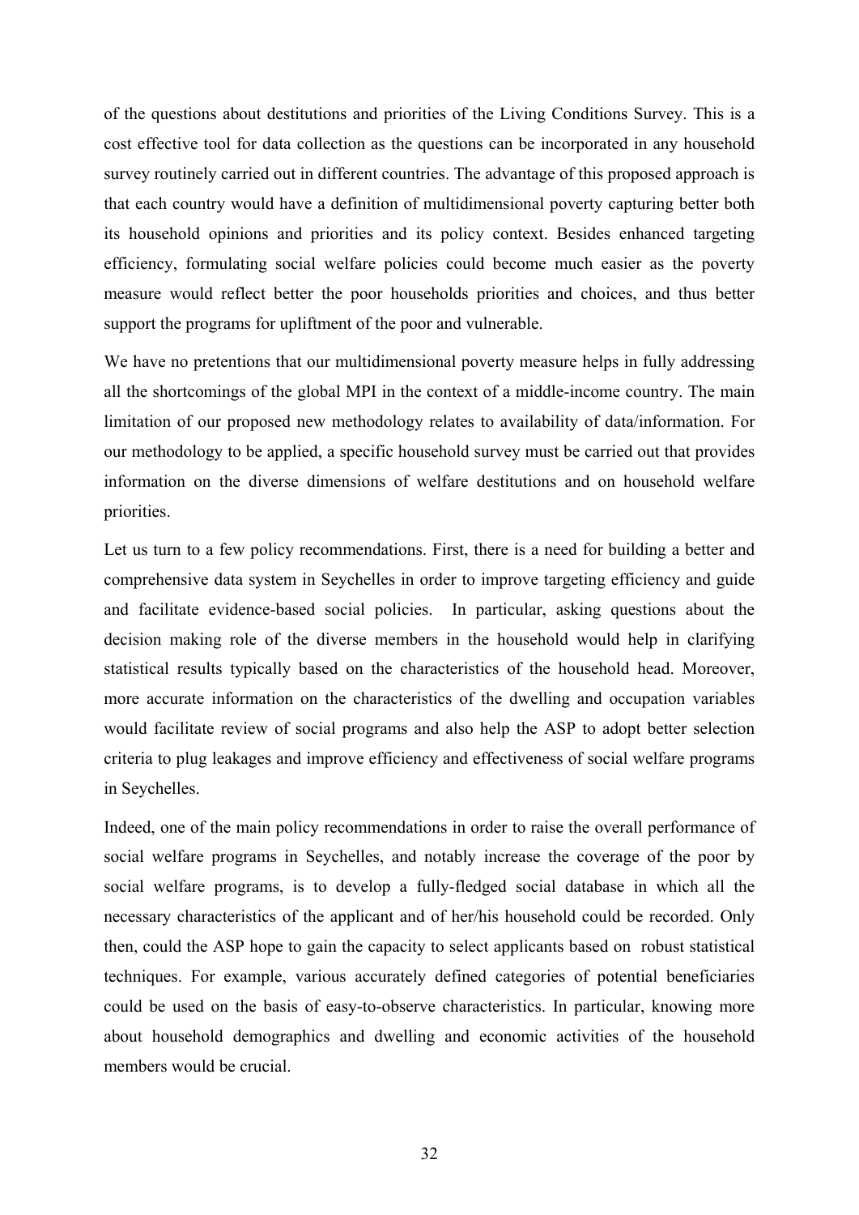of the questions about destitutions and priorities of the Living Conditions Survey. This is a cost effective tool for data collection as the questions can be incorporated in any household survey routinely carried out in different countries. The advantage of this proposed approach is that each country would have a definition of multidimensional poverty capturing better both its household opinions and priorities and its policy context. Besides enhanced targeting efficiency, formulating social welfare policies could become much easier as the poverty measure would reflect better the poor households priorities and choices, and thus better support the programs for upliftment of the poor and vulnerable.

We have no pretentions that our multidimensional poverty measure helps in fully addressing all the shortcomings of the global MPI in the context of a middle-income country. The main limitation of our proposed new methodology relates to availability of data/information. For our methodology to be applied, a specific household survey must be carried out that provides information on the diverse dimensions of welfare destitutions and on household welfare priorities.

Let us turn to a few policy recommendations. First, there is a need for building a better and comprehensive data system in Seychelles in order to improve targeting efficiency and guide and facilitate evidence-based social policies. In particular, asking questions about the decision making role of the diverse members in the household would help in clarifying statistical results typically based on the characteristics of the household head. Moreover, more accurate information on the characteristics of the dwelling and occupation variables would facilitate review of social programs and also help the ASP to adopt better selection criteria to plug leakages and improve efficiency and effectiveness of social welfare programs in Seychelles.

Indeed, one of the main policy recommendations in order to raise the overall performance of social welfare programs in Seychelles, and notably increase the coverage of the poor by social welfare programs, is to develop a fully-fledged social database in which all the necessary characteristics of the applicant and of her/his household could be recorded. Only then, could the ASP hope to gain the capacity to select applicants based on robust statistical techniques. For example, various accurately defined categories of potential beneficiaries could be used on the basis of easy-to-observe characteristics. In particular, knowing more about household demographics and dwelling and economic activities of the household members would be crucial.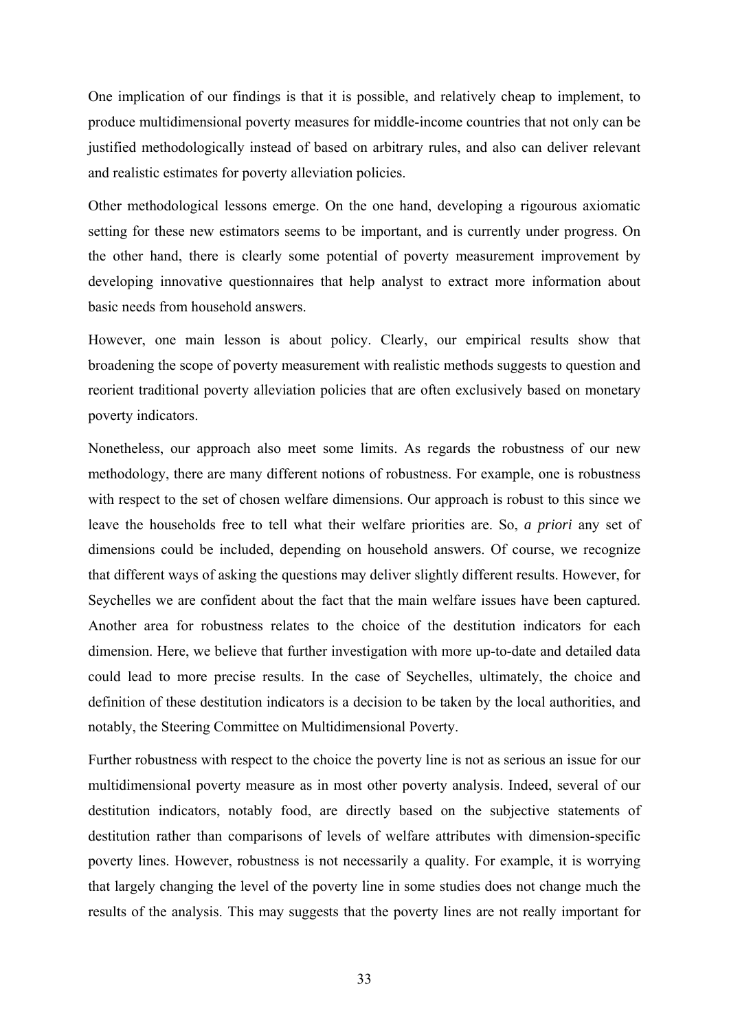One implication of our findings is that it is possible, and relatively cheap to implement, to produce multidimensional poverty measures for middle-income countries that not only can be justified methodologically instead of based on arbitrary rules, and also can deliver relevant and realistic estimates for poverty alleviation policies.

Other methodological lessons emerge. On the one hand, developing a rigourous axiomatic setting for these new estimators seems to be important, and is currently under progress. On the other hand, there is clearly some potential of poverty measurement improvement by developing innovative questionnaires that help analyst to extract more information about basic needs from household answers.

However, one main lesson is about policy. Clearly, our empirical results show that broadening the scope of poverty measurement with realistic methods suggests to question and reorient traditional poverty alleviation policies that are often exclusively based on monetary poverty indicators.

Nonetheless, our approach also meet some limits. As regards the robustness of our new methodology, there are many different notions of robustness. For example, one is robustness with respect to the set of chosen welfare dimensions. Our approach is robust to this since we leave the households free to tell what their welfare priorities are. So, *a priori* any set of dimensions could be included, depending on household answers. Of course, we recognize that different ways of asking the questions may deliver slightly different results. However, for Seychelles we are confident about the fact that the main welfare issues have been captured. Another area for robustness relates to the choice of the destitution indicators for each dimension. Here, we believe that further investigation with more up-to-date and detailed data could lead to more precise results. In the case of Seychelles, ultimately, the choice and definition of these destitution indicators is a decision to be taken by the local authorities, and notably, the Steering Committee on Multidimensional Poverty.

Further robustness with respect to the choice the poverty line is not as serious an issue for our multidimensional poverty measure as in most other poverty analysis. Indeed, several of our destitution indicators, notably food, are directly based on the subjective statements of destitution rather than comparisons of levels of welfare attributes with dimension-specific poverty lines. However, robustness is not necessarily a quality. For example, it is worrying that largely changing the level of the poverty line in some studies does not change much the results of the analysis. This may suggests that the poverty lines are not really important for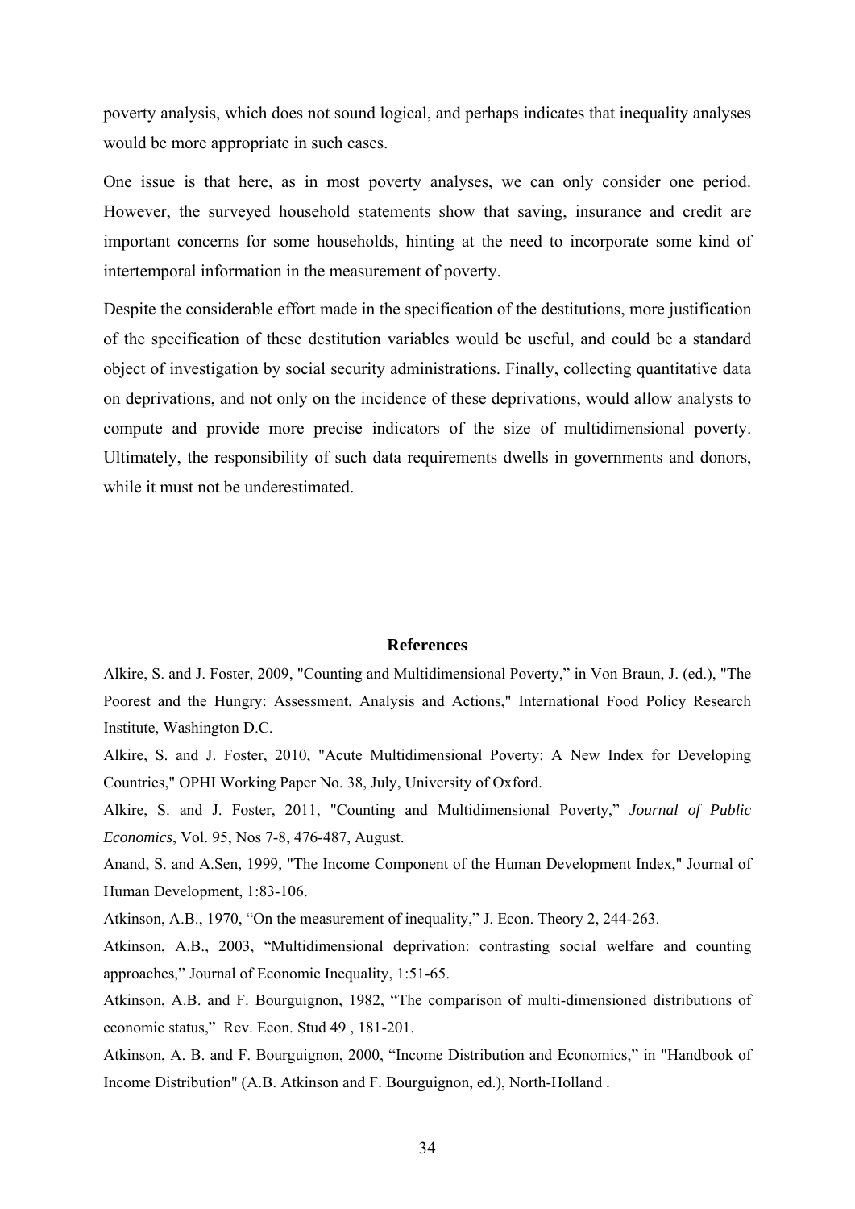poverty analysis, which does not sound logical, and perhaps indicates that inequality analyses would be more appropriate in such cases.

One issue is that here, as in most poverty analyses, we can only consider one period. However, the surveyed household statements show that saving, insurance and credit are important concerns for some households, hinting at the need to incorporate some kind of intertemporal information in the measurement of poverty.

Despite the considerable effort made in the specification of the destitutions, more justification of the specification of these destitution variables would be useful, and could be a standard object of investigation by social security administrations. Finally, collecting quantitative data on deprivations, and not only on the incidence of these deprivations, would allow analysts to compute and provide more precise indicators of the size of multidimensional poverty. Ultimately, the responsibility of such data requirements dwells in governments and donors, while it must not be underestimated.

## References

Alkire, S. and J. Foster, 2009, "Counting and Multidimensional Poverty," in Von Braun, J. (ed.), "The Poorest and the Hungry: Assessment, Analysis and Actions," International Food Policy Research Institute, Washington D.C.

Alkire, S. and J. Foster, 2010, "Acute Multidimensional Poverty: A New Index for Developing Countries," OPHI Working Paper No. 38, July, University of Oxford.

Alkire, S. and J. Foster, 2011, "Counting and Multidimensional Poverty," *Journal of Public Economics*, Vol. 95, Nos 7-8, 476-487, August.

Anand, S. and A.Sen, 1999, "The Income Component of the Human Development Index," Journal of Human Development, 1:83-106.

Atkinson, A.B., 1970, "On the measurement of inequality," J. Econ. Theory 2, 244-263.

Atkinson, A.B., 2003, "Multidimensional deprivation: contrasting social welfare and counting approaches," Journal of Economic Inequality, 1:51-65.

Atkinson, A.B. and F. Bourguignon, 1982, "The comparison of multi-dimensioned distributions of economic status," Rev. Econ. Stud 49 , 181-201.

Atkinson, A. B. and F. Bourguignon, 2000, "Income Distribution and Economics," in "Handbook of Income Distribution" (A.B. Atkinson and F. Bourguignon, ed.), North-Holland .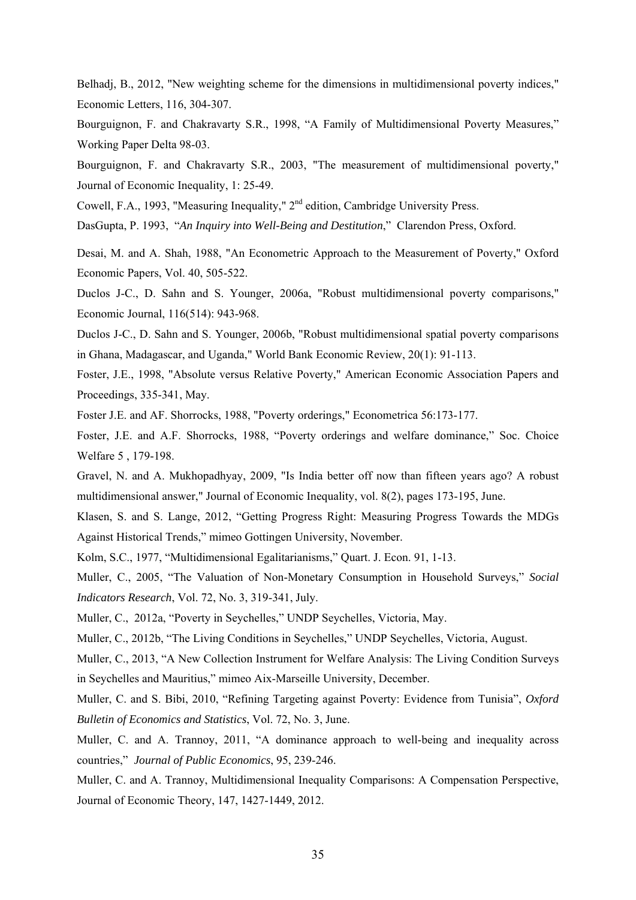Belhadj, B., 2012, "New weighting scheme for the dimensions in multidimensional poverty indices," Economic Letters, 116, 304-307.

Bourguignon, F. and Chakravarty S.R., 1998, "A Family of Multidimensional Poverty Measures," Working Paper Delta 98-03.

Bourguignon, F. and Chakravarty S.R., 2003, "The measurement of multidimensional poverty," Journal of Economic Inequality, 1: 25-49.

Cowell, F.A., 1993, "Measuring Inequality," 2nd edition, Cambridge University Press.

DasGupta, P. 1993, "*An Inquiry into Well-Being and Destitution*," Clarendon Press, Oxford.

Desai, M. and A. Shah, 1988, "An Econometric Approach to the Measurement of Poverty," Oxford Economic Papers, Vol. 40, 505-522.

Duclos J-C., D. Sahn and S. Younger, 2006a, "Robust multidimensional poverty comparisons," Economic Journal, 116(514): 943-968.

Duclos J-C., D. Sahn and S. Younger, 2006b, "Robust multidimensional spatial poverty comparisons in Ghana, Madagascar, and Uganda," World Bank Economic Review, 20(1): 91-113.

Foster, J.E., 1998, "Absolute versus Relative Poverty," American Economic Association Papers and Proceedings, 335-341, May.

Foster J.E. and AF. Shorrocks, 1988, "Poverty orderings," Econometrica 56:173-177.

Foster, J.E. and A.F. Shorrocks, 1988, "Poverty orderings and welfare dominance," Soc. Choice Welfare 5 , 179-198.

Gravel, N. and A. Mukhopadhyay, 2009, "Is India better off now than fifteen years ago? A robust multidimensional answer," Journal of Economic Inequality, vol. 8(2), pages 173-195, June.

Klasen, S. and S. Lange, 2012, "Getting Progress Right: Measuring Progress Towards the MDGs Against Historical Trends," mimeo Gottingen University, November.

Kolm, S.C., 1977, "Multidimensional Egalitarianisms," Quart. J. Econ. 91, 1-13.

Muller, C., 2005, "The Valuation of Non-Monetary Consumption in Household Surveys," *Social Indicators Research*, Vol. 72, No. 3, 319-341, July.

Muller, C., 2012a, "Poverty in Seychelles," UNDP Seychelles, Victoria, May.

Muller, C., 2012b, "The Living Conditions in Seychelles," UNDP Seychelles, Victoria, August.

Muller, C., 2013, "A New Collection Instrument for Welfare Analysis: The Living Condition Surveys in Seychelles and Mauritius," mimeo Aix-Marseille University, December.

Muller, C. and S. Bibi, 2010, "Refining Targeting against Poverty: Evidence from Tunisia", *Oxford Bulletin of Economics and Statistics*, Vol. 72, No. 3, June.

Muller, C. and A. Trannoy, 2011, "A dominance approach to well-being and inequality across countries," *Journal of Public Economics*, 95, 239-246.

Muller, C. and A. Trannoy, Multidimensional Inequality Comparisons: A Compensation Perspective, Journal of Economic Theory, 147, 1427-1449, 2012.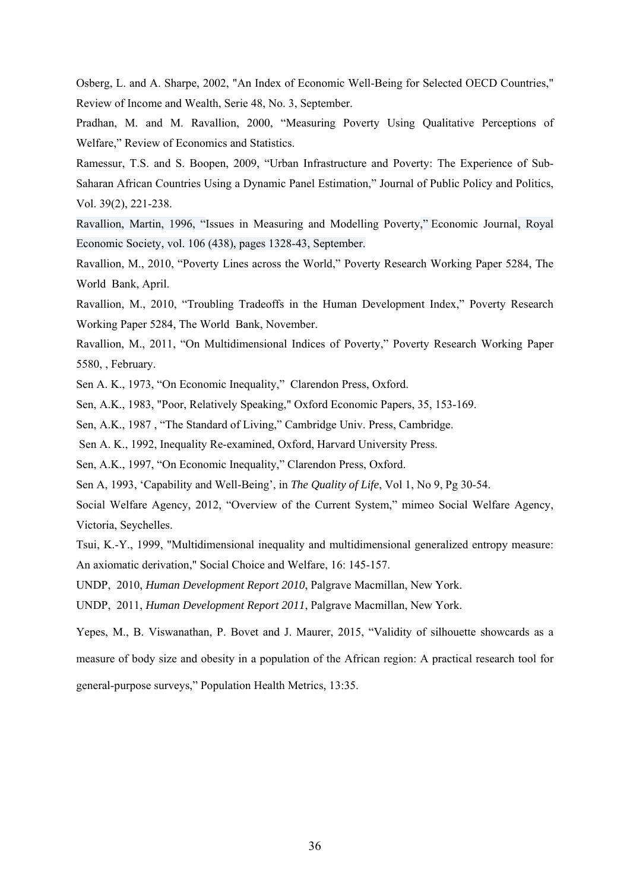Osberg, L. and A. Sharpe, 2002, "An Index of Economic Well-Being for Selected OECD Countries," Review of Income and Wealth, Serie 48, No. 3, September.

Pradhan, M. and M. Ravallion, 2000, “Measuring Poverty Using Qualitative Perceptions of Welfare,” Review of Economics and Statistics.

Ramessur, T.S. and S. Boopen, 2009, “Urban Infrastructure and Poverty: The Experience of Sub-Saharan African Countries Using a Dynamic Panel Estimation,” Journal of Public Policy and Politics, Vol. 39(2), 221-238.

Ravallion, Martin, 1996, “Issues in Measuring and Modelling Poverty,” Economic Journal, Royal Economic Society, vol. 106 (438), pages 1328-43, September.

Ravallion, M., 2010, “Poverty Lines across the World,” Poverty Research Working Paper 5284, The World Bank, April.

Ravallion, M., 2010, “Troubling Tradeoffs in the Human Development Index,” Poverty Research Working Paper 5284, The World Bank, November.

Ravallion, M., 2011, “On Multidimensional Indices of Poverty,” Poverty Research Working Paper 5580, , February.

Sen A. K., 1973, “On Economic Inequality,” Clarendon Press, Oxford.

Sen, A.K., 1983, "Poor, Relatively Speaking," Oxford Economic Papers, 35, 153-169.

Sen, A.K., 1987 , “The Standard of Living,” Cambridge Univ. Press, Cambridge.

Sen A. K., 1992, Inequality Re-examined, Oxford, Harvard University Press.

Sen, A.K., 1997, “On Economic Inequality,” Clarendon Press, Oxford.

Sen A, 1993, ‘Capability and Well-Being’, in *The Quality of Life*, Vol 1, No 9, Pg 30-54.

Social Welfare Agency, 2012, “Overview of the Current System,” mimeo Social Welfare Agency, Victoria, Seychelles.

Tsui, K.-Y., 1999, "Multidimensional inequality and multidimensional generalized entropy measure: An axiomatic derivation," Social Choice and Welfare, 16: 145-157.

UNDP, 2010, *Human Development Report 2010*, Palgrave Macmillan, New York.

UNDP, 2011, *Human Development Report 2011*, Palgrave Macmillan, New York.

Yepes, M., B. Viswanathan, P. Bovet and J. Maurer, 2015, “Validity of silhouette showcards as a measure of body size and obesity in a population of the African region: A practical research tool for general-purpose surveys,” Population Health Metrics, 13:35.